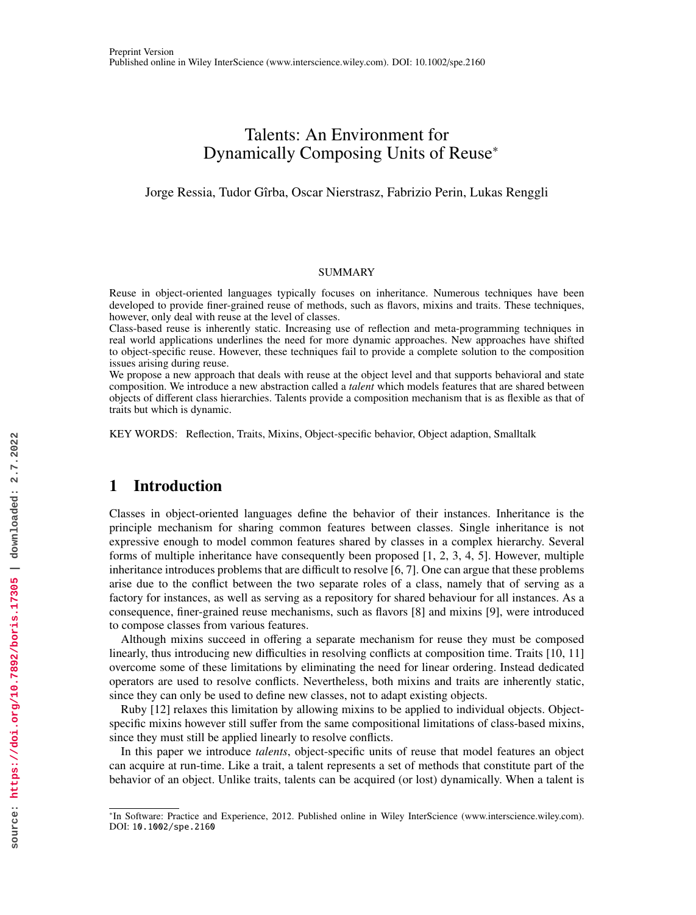Preprint Version
Published online in Wiley InterScience (www.interscience.wiley.com). DOI: 10.1002/spe.2160

# Talents: An Environment for Dynamically Composing Units of Reuse*

Jorge Ressia, Tudor Gîrba, Oscar Nierstrasz, Fabrizio Perin, Lukas Renggli

## SUMMARY

Reuse in object-oriented languages typically focuses on inheritance. Numerous techniques have been developed to provide finer-grained reuse of methods, such as flavors, mixins and traits. These techniques, however, only deal with reuse at the level of classes.

Class-based reuse is inherently static. Increasing use of reflection and meta-programming techniques in real world applications underlines the need for more dynamic approaches. New approaches have shifted to object-specific reuse. However, these techniques fail to provide a complete solution to the composition issues arising during reuse.

We propose a new approach that deals with reuse at the object level and that supports behavioral and state composition. We introduce a new abstraction called a *talent* which models features that are shared between objects of different class hierarchies. Talents provide a composition mechanism that is as flexible as that of traits but which is dynamic.

KEY WORDS: Reflection, Traits, Mixins, Object-specific behavior, Object adaption, Smalltalk

## 1 Introduction

Classes in object-oriented languages define the behavior of their instances. Inheritance is the principle mechanism for sharing common features between classes. Single inheritance is not expressive enough to model common features shared by classes in a complex hierarchy. Several forms of multiple inheritance have consequently been proposed [1, 2, 3, 4, 5]. However, multiple inheritance introduces problems that are difficult to resolve [6, 7]. One can argue that these problems arise due to the conflict between the two separate roles of a class, namely that of serving as a factory for instances, as well as serving as a repository for shared behaviour for all instances. As a consequence, finer-grained reuse mechanisms, such as flavors [8] and mixins [9], were introduced to compose classes from various features.

Although mixins succeed in offering a separate mechanism for reuse they must be composed linearly, thus introducing new difficulties in resolving conflicts at composition time. Traits [10, 11] overcome some of these limitations by eliminating the need for linear ordering. Instead dedicated operators are used to resolve conflicts. Nevertheless, both mixins and traits are inherently static, since they can only be used to define new classes, not to adapt existing objects.

Ruby [12] relaxes this limitation by allowing mixins to be applied to individual objects. Object-specific mixins however still suffer from the same compositional limitations of class-based mixins, since they must still be applied linearly to resolve conflicts.

In this paper we introduce *talents*, object-specific units of reuse that model features an object can acquire at run-time. Like a trait, a talent represents a set of methods that constitute part of the behavior of an object. Unlike traits, talents can be acquired (or lost) dynamically. When a talent is

*In Software: Practice and Experience, 2012. Published online in Wiley InterScience (www.interscience.wiley.com). DOI: 10.1002/spe.2160

source: https://doi.org/10.7892/boris.17305 | downloaded: 2.7.2022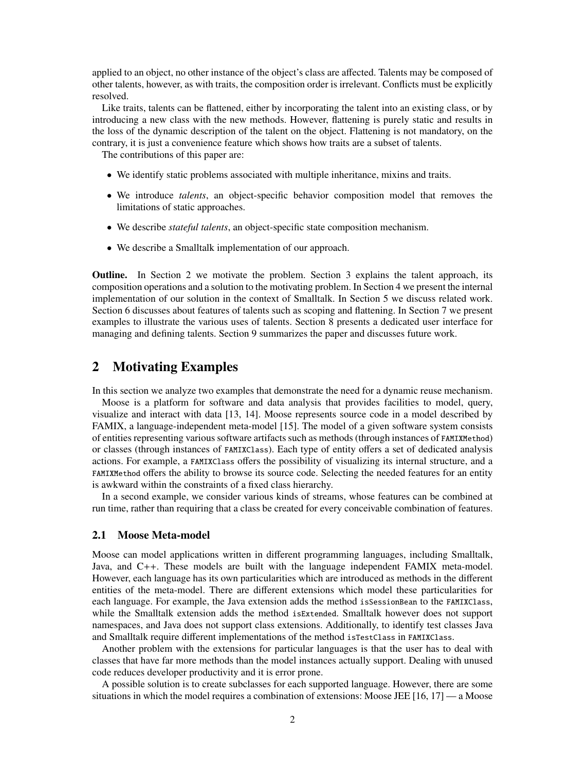applied to an object, no other instance of the object's class are affected. Talents may be composed of other talents, however, as with traits, the composition order is irrelevant. Conflicts must be explicitly resolved.

Like traits, talents can be flattened, either by incorporating the talent into an existing class, or by introducing a new class with the new methods. However, flattening is purely static and results in the loss of the dynamic description of the talent on the object. Flattening is not mandatory, on the contrary, it is just a convenience feature which shows how traits are a subset of talents.

The contributions of this paper are:

- We identify static problems associated with multiple inheritance, mixins and traits.
- We introduce *talents*, an object-specific behavior composition model that removes the limitations of static approaches.
- We describe *stateful talents*, an object-specific state composition mechanism.
- We describe a Smalltalk implementation of our approach.

**Outline.** In Section 2 we motivate the problem. Section 3 explains the talent approach, its composition operations and a solution to the motivating problem. In Section 4 we present the internal implementation of our solution in the context of Smalltalk. In Section 5 we discuss related work. Section 6 discusses about features of talents such as scoping and flattening. In Section 7 we present examples to illustrate the various uses of talents. Section 8 presents a dedicated user interface for managing and defining talents. Section 9 summarizes the paper and discusses future work.

## 2 Motivating Examples

In this section we analyze two examples that demonstrate the need for a dynamic reuse mechanism.

Moose is a platform for software and data analysis that provides facilities to model, query, visualize and interact with data [13, 14]. Moose represents source code in a model described by FAMIX, a language-independent meta-model [15]. The model of a given software system consists of entities representing various software artifacts such as methods (through instances of `FAMIXMethod`) or classes (through instances of `FAMIXClass`). Each type of entity offers a set of dedicated analysis actions. For example, a `FAMIXClass` offers the possibility of visualizing its internal structure, and a `FAMIXMethod` offers the ability to browse its source code. Selecting the needed features for an entity is awkward within the constraints of a fixed class hierarchy.

In a second example, we consider various kinds of streams, whose features can be combined at run time, rather than requiring that a class be created for every conceivable combination of features.

### 2.1 Moose Meta-model

Moose can model applications written in different programming languages, including Smalltalk, Java, and C++. These models are built with the language independent FAMIX meta-model. However, each language has its own particularities which are introduced as methods in the different entities of the meta-model. There are different extensions which model these particularities for each language. For example, the Java extension adds the method `isSessionBean` to the `FAMIXClass`, while the Smalltalk extension adds the method `isExtended`. Smalltalk however does not support namespaces, and Java does not support class extensions. Additionally, to identify test classes Java and Smalltalk require different implementations of the method `isTestClass` in `FAMIXClass`.

Another problem with the extensions for particular languages is that the user has to deal with classes that have far more methods than the model instances actually support. Dealing with unused code reduces developer productivity and it is error prone.

A possible solution is to create subclasses for each supported language. However, there are some situations in which the model requires a combination of extensions: Moose JEE [16, 17] — a Moose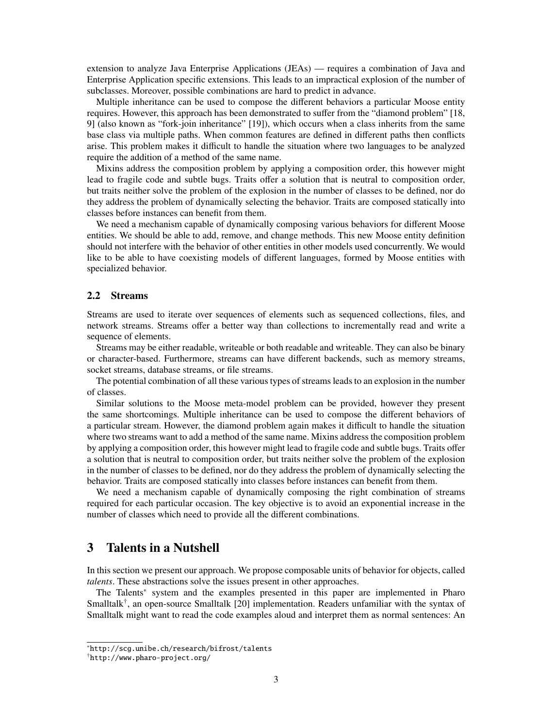extension to analyze Java Enterprise Applications (JEAs) — requires a combination of Java and Enterprise Application specific extensions. This leads to an impractical explosion of the number of subclasses. Moreover, possible combinations are hard to predict in advance.

Multiple inheritance can be used to compose the different behaviors a particular Moose entity requires. However, this approach has been demonstrated to suffer from the "diamond problem" [18, 9] (also known as "fork-join inheritance" [19]), which occurs when a class inherits from the same base class via multiple paths. When common features are defined in different paths then conflicts arise. This problem makes it difficult to handle the situation where two languages to be analyzed require the addition of a method of the same name.

Mixins address the composition problem by applying a composition order, this however might lead to fragile code and subtle bugs. Traits offer a solution that is neutral to composition order, but traits neither solve the problem of the explosion in the number of classes to be defined, nor do they address the problem of dynamically selecting the behavior. Traits are composed statically into classes before instances can benefit from them.

We need a mechanism capable of dynamically composing various behaviors for different Moose entities. We should be able to add, remove, and change methods. This new Moose entity definition should not interfere with the behavior of other entities in other models used concurrently. We would like to be able to have coexisting models of different languages, formed by Moose entities with specialized behavior.

### 2.2 Streams

Streams are used to iterate over sequences of elements such as sequenced collections, files, and network streams. Streams offer a better way than collections to incrementally read and write a sequence of elements.

Streams may be either readable, writeable or both readable and writeable. They can also be binary or character-based. Furthermore, streams can have different backends, such as memory streams, socket streams, database streams, or file streams.

The potential combination of all these various types of streams leads to an explosion in the number of classes.

Similar solutions to the Moose meta-model problem can be provided, however they present the same shortcomings. Multiple inheritance can be used to compose the different behaviors of a particular stream. However, the diamond problem again makes it difficult to handle the situation where two streams want to add a method of the same name. Mixins address the composition problem by applying a composition order, this however might lead to fragile code and subtle bugs. Traits offer a solution that is neutral to composition order, but traits neither solve the problem of the explosion in the number of classes to be defined, nor do they address the problem of dynamically selecting the behavior. Traits are composed statically into classes before instances can benefit from them.

We need a mechanism capable of dynamically composing the right combination of streams required for each particular occasion. The key objective is to avoid an exponential increase in the number of classes which need to provide all the different combinations.

## 3 Talents in a Nutshell

In this section we present our approach. We propose composable units of behavior for objects, called *talents*. These abstractions solve the issues present in other approaches.

The Talents[*] system and the examples presented in this paper are implemented in Pharo Smalltalk[†], an open-source Smalltalk [20] implementation. Readers unfamiliar with the syntax of Smalltalk might want to read the code examples aloud and interpret them as normal sentences: An

[*] http://scg.unibe.ch/research/bifrost/talents

[†] http://www.pharo-project.org/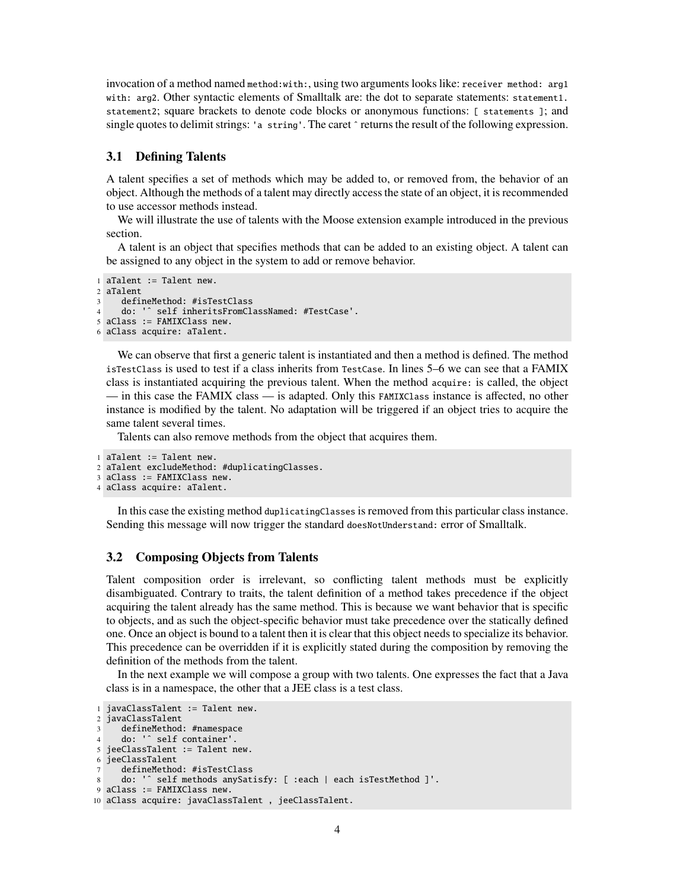invocation of a method named `method:with:`, using two arguments looks like: `receiver method: arg1 with: arg2`. Other syntactic elements of Smalltalk are: the dot to separate statements: `statement1. statement2`; square brackets to denote code blocks or anonymous functions: `[ statements ]`; and single quotes to delimit strings: `'a string'`. The caret ˆ returns the result of the following expression.

### 3.1 Defining Talents

A talent specifies a set of methods which may be added to, or removed from, the behavior of an object. Although the methods of a talent may directly access the state of an object, it is recommended to use accessor methods instead.

We will illustrate the use of talents with the Moose extension example introduced in the previous section.

A talent is an object that specifies methods that can be added to an existing object. A talent can be assigned to any object in the system to add or remove behavior.

```
1 aTalent := Talent new.
2 aTalent
3    defineMethod: #isTestClass
4    do: 'ˆ self inheritsFromClassNamed: #TestCase'.
5 aClass := FAMIXClass new.
6 aClass acquire: aTalent.
```

We can observe that first a generic talent is instantiated and then a method is defined. The method `isTestClass` is used to test if a class inherits from `TestCase`. In lines 5–6 we can see that a FAMIX class is instantiated acquiring the previous talent. When the method `acquire:` is called, the object — in this case the FAMIX class — is adapted. Only this `FAMIXClass` instance is affected, no other instance is modified by the talent. No adaptation will be triggered if an object tries to acquire the same talent several times.

Talents can also remove methods from the object that acquires them.

```
1 aTalent := Talent new.
2 aTalent excludeMethod: #duplicatingClasses.
3 aClass := FAMIXClass new.
4 aClass acquire: aTalent.
```

In this case the existing method `duplicatingClasses` is removed from this particular class instance. Sending this message will now trigger the standard `doesNotUnderstand:` error of Smalltalk.

### 3.2 Composing Objects from Talents

Talent composition order is irrelevant, so conflicting talent methods must be explicitly disambiguated. Contrary to traits, the talent definition of a method takes precedence if the object acquiring the talent already has the same method. This is because we want behavior that is specific to objects, and as such the object-specific behavior must take precedence over the statically defined one. Once an object is bound to a talent then it is clear that this object needs to specialize its behavior. This precedence can be overridden if it is explicitly stated during the composition by removing the definition of the methods from the talent.

In the next example we will compose a group with two talents. One expresses the fact that a Java class is in a namespace, the other that a JEE class is a test class.

```
1 javaClassTalent := Talent new.
2 javaClassTalent
3    defineMethod: #namespace
4    do: 'ˆ self container'.
5 jeeClassTalent := Talent new.
6 jeeClassTalent
7    defineMethod: #isTestClass
8    do: 'ˆ self methods anySatisfy: [ :each | each isTestMethod ]'.
9 aClass := FAMIXClass new.
10 aClass acquire: javaClassTalent , jeeClassTalent.
```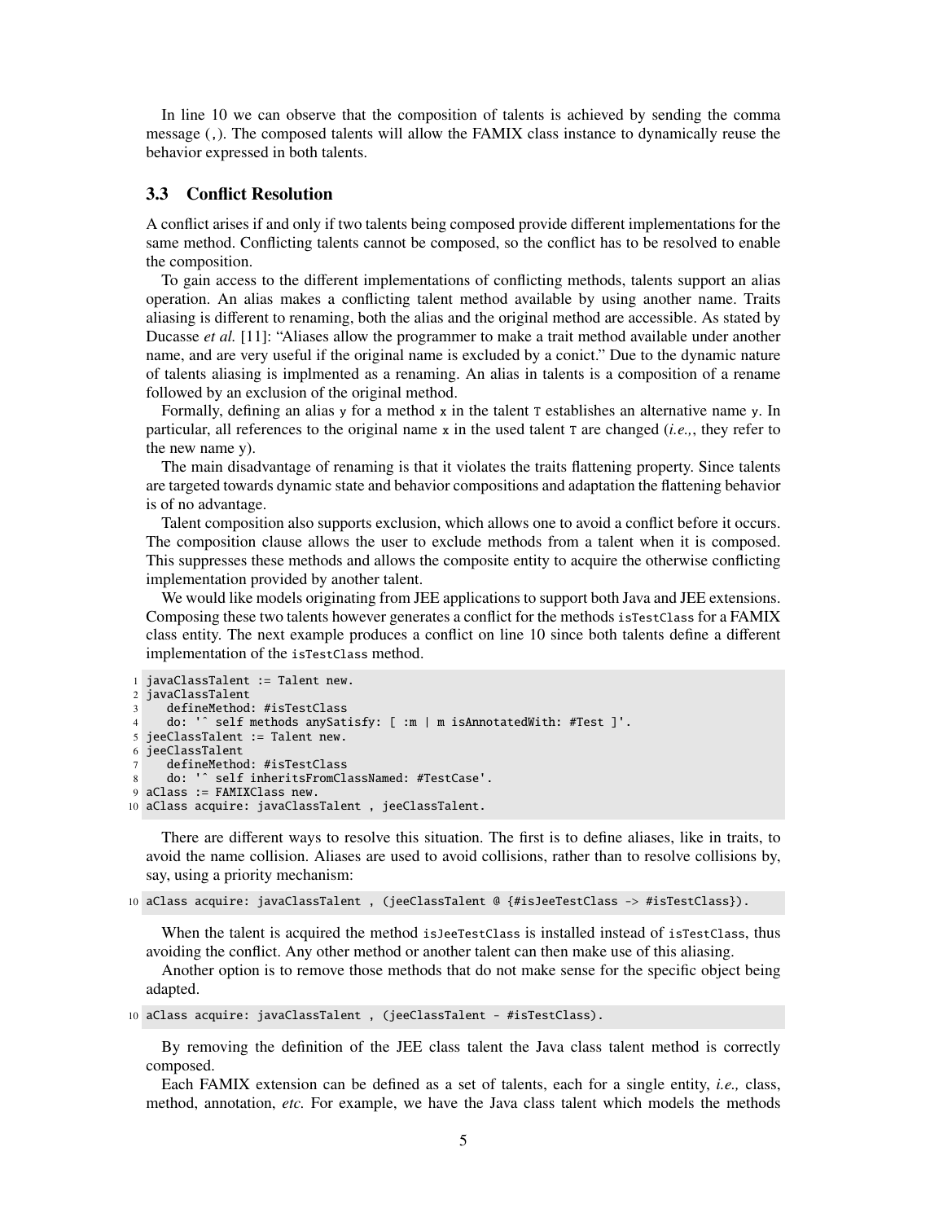In line 10 we can observe that the composition of talents is achieved by sending the comma message (,). The composed talents will allow the FAMIX class instance to dynamically reuse the behavior expressed in both talents.

### 3.3 Conflict Resolution

A conflict arises if and only if two talents being composed provide different implementations for the same method. Conflicting talents cannot be composed, so the conflict has to be resolved to enable the composition.

To gain access to the different implementations of conflicting methods, talents support an alias operation. An alias makes a conflicting talent method available by using another name. Traits aliasing is different to renaming, both the alias and the original method are accessible. As stated by Ducasse *et al.* [11]: "Aliases allow the programmer to make a trait method available under another name, and are very useful if the original name is excluded by a conict." Due to the dynamic nature of talents aliasing is implmented as a renaming. An alias in talents is a composition of a rename followed by an exclusion of the original method.

Formally, defining an alias `y` for a method `x` in the talent `T` establishes an alternative name `y`. In particular, all references to the original name `x` in the used talent `T` are changed (*i.e.,*, they refer to the new name `y`).

The main disadvantage of renaming is that it violates the traits flattening property. Since talents are targeted towards dynamic state and behavior compositions and adaptation the flattening behavior is of no advantage.

Talent composition also supports exclusion, which allows one to avoid a conflict before it occurs. The composition clause allows the user to exclude methods from a talent when it is composed. This suppresses these methods and allows the composite entity to acquire the otherwise conflicting implementation provided by another talent.

We would like models originating from JEE applications to support both Java and JEE extensions. Composing these two talents however generates a conflict for the methods `isTestClass` for a FAMIX class entity. The next example produces a conflict on line 10 since both talents define a different implementation of the `isTestClass` method.

```
1  javaClassTalent := Talent new.
2  javaClassTalent
3     defineMethod: #isTestClass
4     do: '^ self methods anySatisfy: [ :m | m isAnnotatedWith: #Test ]'.
5  jeeClassTalent := Talent new.
6  jeeClassTalent
7     defineMethod: #isTestClass
8     do: '^ self inheritsFromClassNamed: #TestCase'.
9  aClass := FAMIXClass new.
10 aClass acquire: javaClassTalent , jeeClassTalent.
```

There are different ways to resolve this situation. The first is to define aliases, like in traits, to avoid the name collision. Aliases are used to avoid collisions, rather than to resolve collisions by, say, using a priority mechanism:

```
10 aClass acquire: javaClassTalent , (jeeClassTalent @ {#isJeeTestClass -> #isTestClass}).
```

When the talent is acquired the method `isJeeTestClass` is installed instead of `isTestClass`, thus avoiding the conflict. Any other method or another talent can then make use of this aliasing.

Another option is to remove those methods that do not make sense for the specific object being adapted.

```
10 aClass acquire: javaClassTalent , (jeeClassTalent - #isTestClass).
```

By removing the definition of the JEE class talent the Java class talent method is correctly composed.

Each FAMIX extension can be defined as a set of talents, each for a single entity, *i.e.,* class, method, annotation, *etc.* For example, we have the Java class talent which models the methods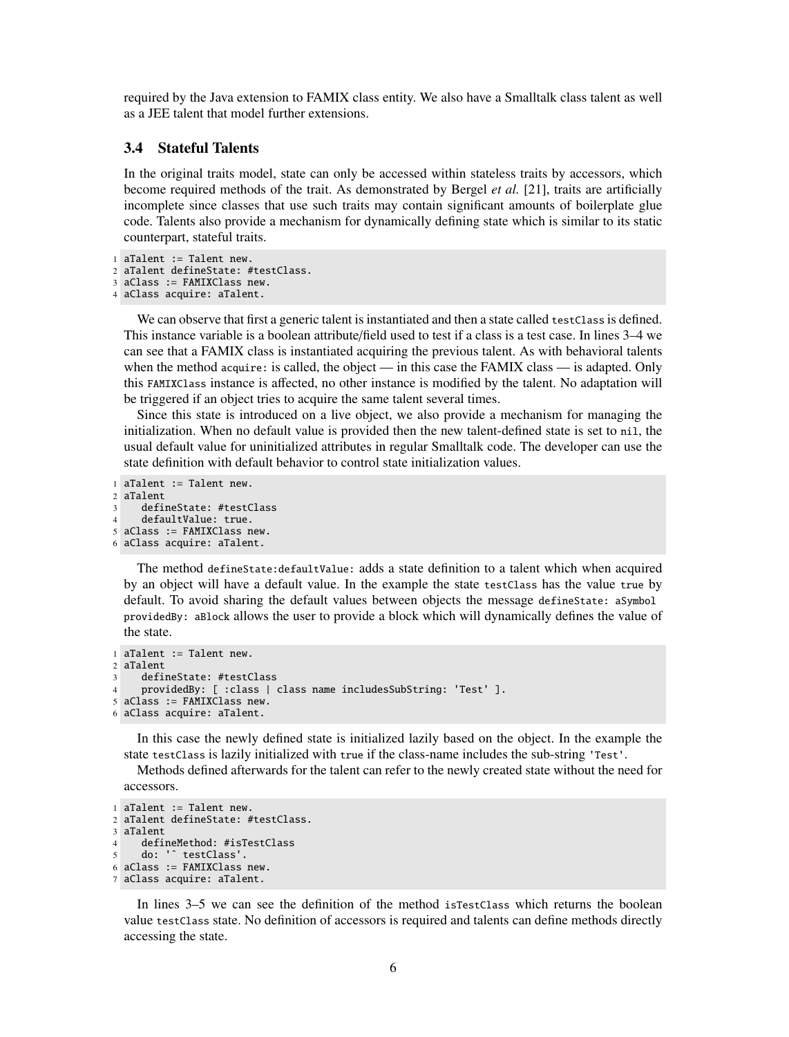required by the Java extension to FAMIX class entity. We also have a Smalltalk class talent as well as a JEE talent that model further extensions.

### 3.4 Stateful Talents

In the original traits model, state can only be accessed within stateless traits by accessors, which become required methods of the trait. As demonstrated by Bergel *et al.* [21], traits are artificially incomplete since classes that use such traits may contain significant amounts of boilerplate glue code. Talents also provide a mechanism for dynamically defining state which is similar to its static counterpart, stateful traits.

```
1 aTalent := Talent new.
2 aTalent defineState: #testClass.
3 aClass := FAMIXClass new.
4 aClass acquire: aTalent.
```

We can observe that first a generic talent is instantiated and then a state called `testClass` is defined. This instance variable is a boolean attribute/field used to test if a class is a test case. In lines 3–4 we can see that a FAMIX class is instantiated acquiring the previous talent. As with behavioral talents when the method `acquire:` is called, the object — in this case the FAMIX class — is adapted. Only this `FAMIXClass` instance is affected, no other instance is modified by the talent. No adaptation will be triggered if an object tries to acquire the same talent several times.

Since this state is introduced on a live object, we also provide a mechanism for managing the initialization. When no default value is provided then the new talent-defined state is set to `nil`, the usual default value for uninitialized attributes in regular Smalltalk code. The developer can use the state definition with default behavior to control state initialization values.

```
1 aTalent := Talent new.
2 aTalent
3    defineState: #testClass
4    defaultValue: true.
5 aClass := FAMIXClass new.
6 aClass acquire: aTalent.
```

The method `defineState:defaultValue:` adds a state definition to a talent which when acquired by an object will have a default value. In the example the state `testClass` has the value `true` by default. To avoid sharing the default values between objects the message `defineState: aSymbol providedBy: aBlock` allows the user to provide a block which will dynamically defines the value of the state.

```
1 aTalent := Talent new.
2 aTalent
3    defineState: #testClass
4    providedBy: [ :class | class name includesSubString: 'Test' ].
5 aClass := FAMIXClass new.
6 aClass acquire: aTalent.
```

In this case the newly defined state is initialized lazily based on the object. In the example the state `testClass` is lazily initialized with `true` if the class-name includes the sub-string `'Test'`.

Methods defined afterwards for the talent can refer to the newly created state without the need for accessors.

```
1 aTalent := Talent new.
2 aTalent defineState: #testClass.
3 aTalent
4    defineMethod: #isTestClass
5    do: '^ testClass'.
6 aClass := FAMIXClass new.
7 aClass acquire: aTalent.
```

In lines 3–5 we can see the definition of the method `isTestClass` which returns the boolean value `testClass` state. No definition of accessors is required and talents can define methods directly accessing the state.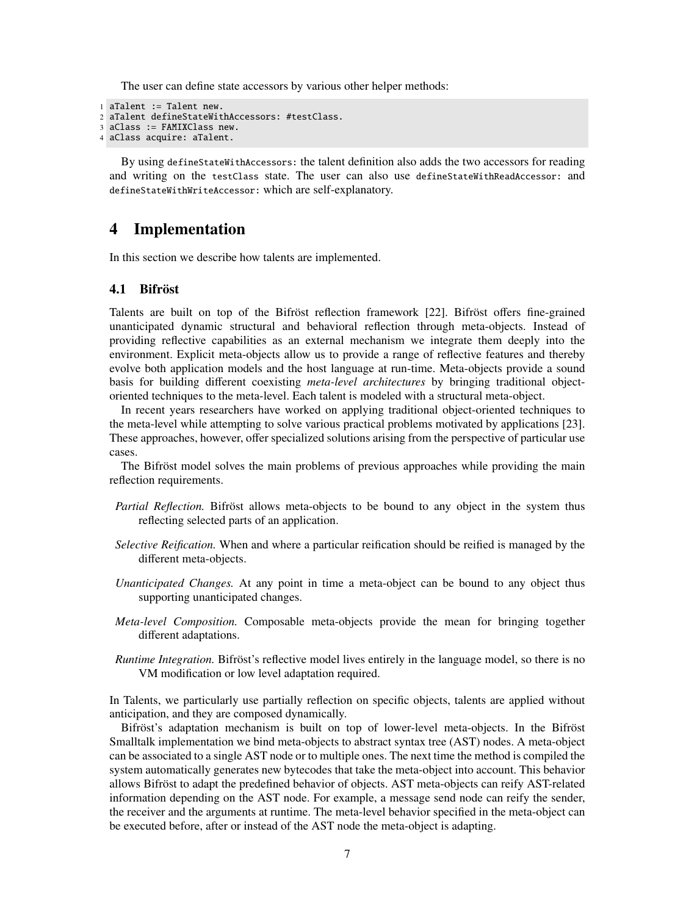The user can define state accessors by various other helper methods:

```
aTalent := Talent new.
aTalent defineStateWithAccessors: #testClass.
aClass := FAMIXClass new.
aClass acquire: aTalent.
```

By using `defineStateWithAccessors:` the talent definition also adds the two accessors for reading and writing on the `testClass` state. The user can also use `defineStateWithReadAccessor:` and `defineStateWithWriteAccessor:` which are self-explanatory.

## 4 Implementation

In this section we describe how talents are implemented.

### 4.1 Bifröst

Talents are built on top of the Bifröst reflection framework [22]. Bifröst offers fine-grained unanticipated dynamic structural and behavioral reflection through meta-objects. Instead of providing reflective capabilities as an external mechanism we integrate them deeply into the environment. Explicit meta-objects allow us to provide a range of reflective features and thereby evolve both application models and the host language at run-time. Meta-objects provide a sound basis for building different coexisting *meta-level architectures* by bringing traditional object-oriented techniques to the meta-level. Each talent is modeled with a structural meta-object.

In recent years researchers have worked on applying traditional object-oriented techniques to the meta-level while attempting to solve various practical problems motivated by applications [23]. These approaches, however, offer specialized solutions arising from the perspective of particular use cases.

The Bifröst model solves the main problems of previous approaches while providing the main reflection requirements.

*Partial Reflection.* Bifröst allows meta-objects to be bound to any object in the system thus reflecting selected parts of an application.

*Selective Reification.* When and where a particular reification should be reified is managed by the different meta-objects.

*Unanticipated Changes.* At any point in time a meta-object can be bound to any object thus supporting unanticipated changes.

*Meta-level Composition.* Composable meta-objects provide the mean for bringing together different adaptations.

*Runtime Integration.* Bifröst's reflective model lives entirely in the language model, so there is no VM modification or low level adaptation required.

In Talents, we particularly use partially reflection on specific objects, talents are applied without anticipation, and they are composed dynamically.

Bifröst's adaptation mechanism is built on top of lower-level meta-objects. In the Bifröst Smalltalk implementation we bind meta-objects to abstract syntax tree (AST) nodes. A meta-object can be associated to a single AST node or to multiple ones. The next time the method is compiled the system automatically generates new bytecodes that take the meta-object into account. This behavior allows Bifröst to adapt the predefined behavior of objects. AST meta-objects can reify AST-related information depending on the AST node. For example, a message send node can reify the sender, the receiver and the arguments at runtime. The meta-level behavior specified in the meta-object can be executed before, after or instead of the AST node the meta-object is adapting.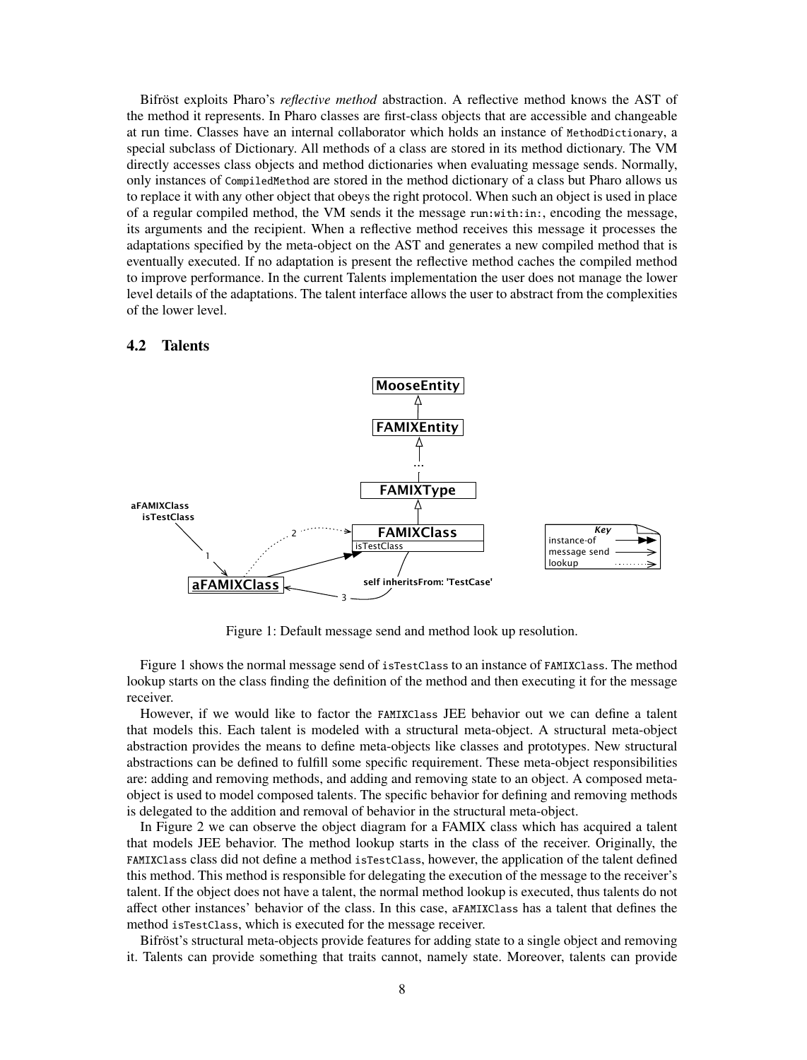Bifröst exploits Pharo's *reflective method* abstraction. A reflective method knows the AST of the method it represents. In Pharo classes are first-class objects that are accessible and changeable at run time. Classes have an internal collaborator which holds an instance of `MethodDictionary`, a special subclass of Dictionary. All methods of a class are stored in its method dictionary. The VM directly accesses class objects and method dictionaries when evaluating message sends. Normally, only instances of `CompiledMethod` are stored in the method dictionary of a class but Pharo allows us to replace it with any other object that obeys the right protocol. When such an object is used in place of a regular compiled method, the VM sends it the message `run:with:in:`, encoding the message, its arguments and the recipient. When a reflective method receives this message it processes the adaptations specified by the meta-object on the AST and generates a new compiled method that is eventually executed. If no adaptation is present the reflective method caches the compiled method to improve performance. In the current Talents implementation the user does not manage the lower level details of the adaptations. The talent interface allows the user to abstract from the complexities of the lower level.

## 4.2 Talents

MooseEntity

FAMIXEntity

...

FAMIXType

aFAMIXClass isTestClass

2

FAMIXClass

isTestClass

1

aFAMIXClass

self inheritsFrom: 'TestCase'

3

Key

instance-of

message send

lookup

Figure 1: Default message send and method look up resolution.

Figure 1 shows the normal message send of `isTestClass` to an instance of `FAMIXClass`. The method lookup starts on the class finding the definition of the method and then executing it for the message receiver.

However, if we would like to factor the `FAMIXClass` JEE behavior out we can define a talent that models this. Each talent is modeled with a structural meta-object. A structural meta-object abstraction provides the means to define meta-objects like classes and prototypes. New structural abstractions can be defined to fulfill some specific requirement. These meta-object responsibilities are: adding and removing methods, and adding and removing state to an object. A composed meta-object is used to model composed talents. The specific behavior for defining and removing methods is delegated to the addition and removal of behavior in the structural meta-object.

In Figure 2 we can observe the object diagram for a FAMIX class which has acquired a talent that models JEE behavior. The method lookup starts in the class of the receiver. Originally, the `FAMIXClass` class did not define a method `isTestClass`, however, the application of the talent defined this method. This method is responsible for delegating the execution of the message to the receiver's talent. If the object does not have a talent, the normal method lookup is executed, thus talents do not affect other instances' behavior of the class. In this case, `aFAMIXClass` has a talent that defines the method `isTestClass`, which is executed for the message receiver.

Bifröst's structural meta-objects provide features for adding state to a single object and removing it. Talents can provide something that traits cannot, namely state. Moreover, talents can provide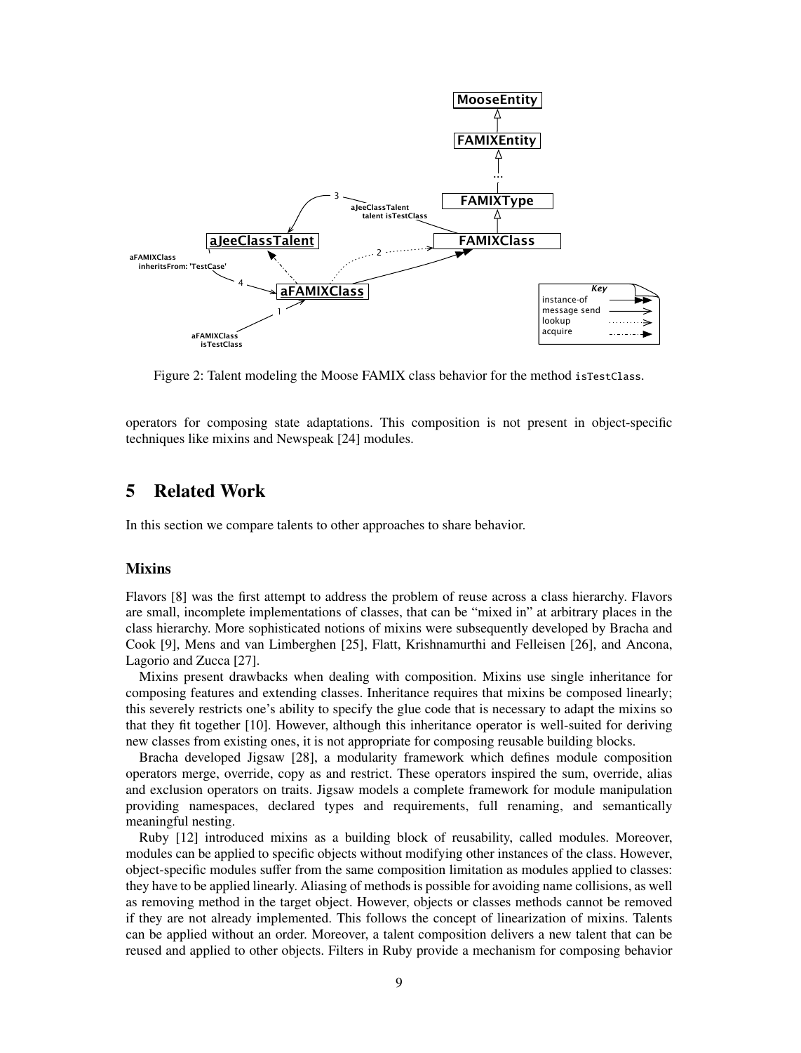MooseEntity

FAMIXEntity

...

FAMIXType

FAMIXClass

aJeeClassTalent

aFAMIXClass

3

aJeeClassTalent
talent isTestClass

2

aFAMIXClass
inheritsFrom: 'TestCase'

4

1

aFAMIXClass
isTestClass

Key
instance-of
message send
lookup
acquire

Figure 2: Talent modeling the Moose FAMIX class behavior for the method `isTestClass`.

operators for composing state adaptations. This composition is not present in object-specific techniques like mixins and Newspeak [24] modules.

# 5 Related Work

In this section we compare talents to other approaches to share behavior.

### Mixins

Flavors [8] was the first attempt to address the problem of reuse across a class hierarchy. Flavors are small, incomplete implementations of classes, that can be "mixed in" at arbitrary places in the class hierarchy. More sophisticated notions of mixins were subsequently developed by Bracha and Cook [9], Mens and van Limberghen [25], Flatt, Krishnamurthi and Felleisen [26], and Ancona, Lagorio and Zucca [27].

Mixins present drawbacks when dealing with composition. Mixins use single inheritance for composing features and extending classes. Inheritance requires that mixins be composed linearly; this severely restricts one's ability to specify the glue code that is necessary to adapt the mixins so that they fit together [10]. However, although this inheritance operator is well-suited for deriving new classes from existing ones, it is not appropriate for composing reusable building blocks.

Bracha developed Jigsaw [28], a modularity framework which defines module composition operators merge, override, copy as and restrict. These operators inspired the sum, override, alias and exclusion operators on traits. Jigsaw models a complete framework for module manipulation providing namespaces, declared types and requirements, full renaming, and semantically meaningful nesting.

Ruby [12] introduced mixins as a building block of reusability, called modules. Moreover, modules can be applied to specific objects without modifying other instances of the class. However, object-specific modules suffer from the same composition limitation as modules applied to classes: they have to be applied linearly. Aliasing of methods is possible for avoiding name collisions, as well as removing method in the target object. However, objects or classes methods cannot be removed if they are not already implemented. This follows the concept of linearization of mixins. Talents can be applied without an order. Moreover, a talent composition delivers a new talent that can be reused and applied to other objects. Filters in Ruby provide a mechanism for composing behavior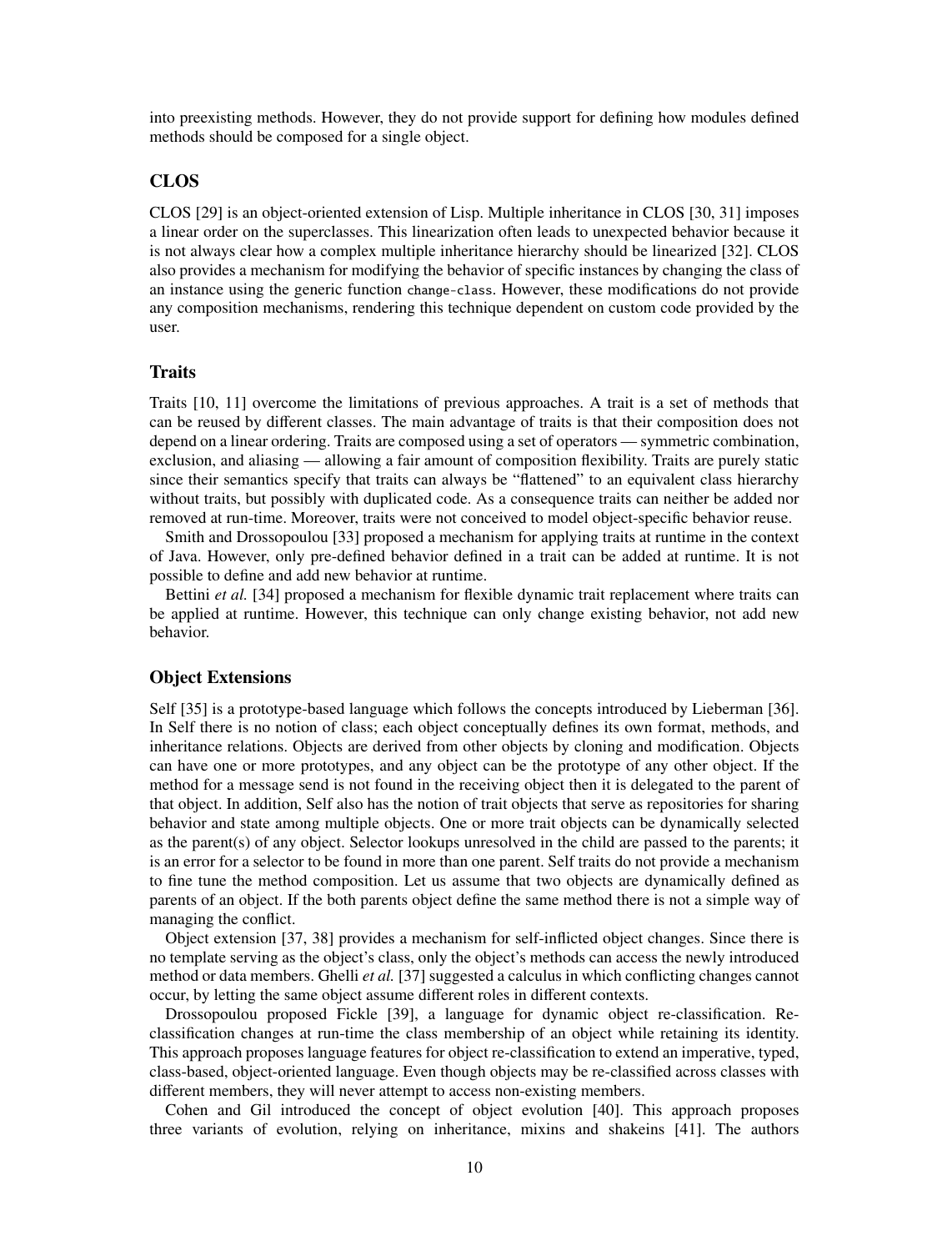into preexisting methods. However, they do not provide support for defining how modules defined methods should be composed for a single object.

### CLOS

CLOS [29] is an object-oriented extension of Lisp. Multiple inheritance in CLOS [30, 31] imposes a linear order on the superclasses. This linearization often leads to unexpected behavior because it is not always clear how a complex multiple inheritance hierarchy should be linearized [32]. CLOS also provides a mechanism for modifying the behavior of specific instances by changing the class of an instance using the generic function `change-class`. However, these modifications do not provide any composition mechanisms, rendering this technique dependent on custom code provided by the user.

### Traits

Traits [10, 11] overcome the limitations of previous approaches. A trait is a set of methods that can be reused by different classes. The main advantage of traits is that their composition does not depend on a linear ordering. Traits are composed using a set of operators — symmetric combination, exclusion, and aliasing — allowing a fair amount of composition flexibility. Traits are purely static since their semantics specify that traits can always be "flattened" to an equivalent class hierarchy without traits, but possibly with duplicated code. As a consequence traits can neither be added nor removed at run-time. Moreover, traits were not conceived to model object-specific behavior reuse.

Smith and Drossopoulou [33] proposed a mechanism for applying traits at runtime in the context of Java. However, only pre-defined behavior defined in a trait can be added at runtime. It is not possible to define and add new behavior at runtime.

Bettini *et al.* [34] proposed a mechanism for flexible dynamic trait replacement where traits can be applied at runtime. However, this technique can only change existing behavior, not add new behavior.

### Object Extensions

Self [35] is a prototype-based language which follows the concepts introduced by Lieberman [36]. In Self there is no notion of class; each object conceptually defines its own format, methods, and inheritance relations. Objects are derived from other objects by cloning and modification. Objects can have one or more prototypes, and any object can be the prototype of any other object. If the method for a message send is not found in the receiving object then it is delegated to the parent of that object. In addition, Self also has the notion of trait objects that serve as repositories for sharing behavior and state among multiple objects. One or more trait objects can be dynamically selected as the parent(s) of any object. Selector lookups unresolved in the child are passed to the parents; it is an error for a selector to be found in more than one parent. Self traits do not provide a mechanism to fine tune the method composition. Let us assume that two objects are dynamically defined as parents of an object. If the both parents object define the same method there is not a simple way of managing the conflict.

Object extension [37, 38] provides a mechanism for self-inflicted object changes. Since there is no template serving as the object's class, only the object's methods can access the newly introduced method or data members. Ghelli *et al.* [37] suggested a calculus in which conflicting changes cannot occur, by letting the same object assume different roles in different contexts.

Drossopoulou proposed Fickle [39], a language for dynamic object re-classification. Re-classification changes at run-time the class membership of an object while retaining its identity. This approach proposes language features for object re-classification to extend an imperative, typed, class-based, object-oriented language. Even though objects may be re-classified across classes with different members, they will never attempt to access non-existing members.

Cohen and Gil introduced the concept of object evolution [40]. This approach proposes three variants of evolution, relying on inheritance, mixins and shakeins [41]. The authors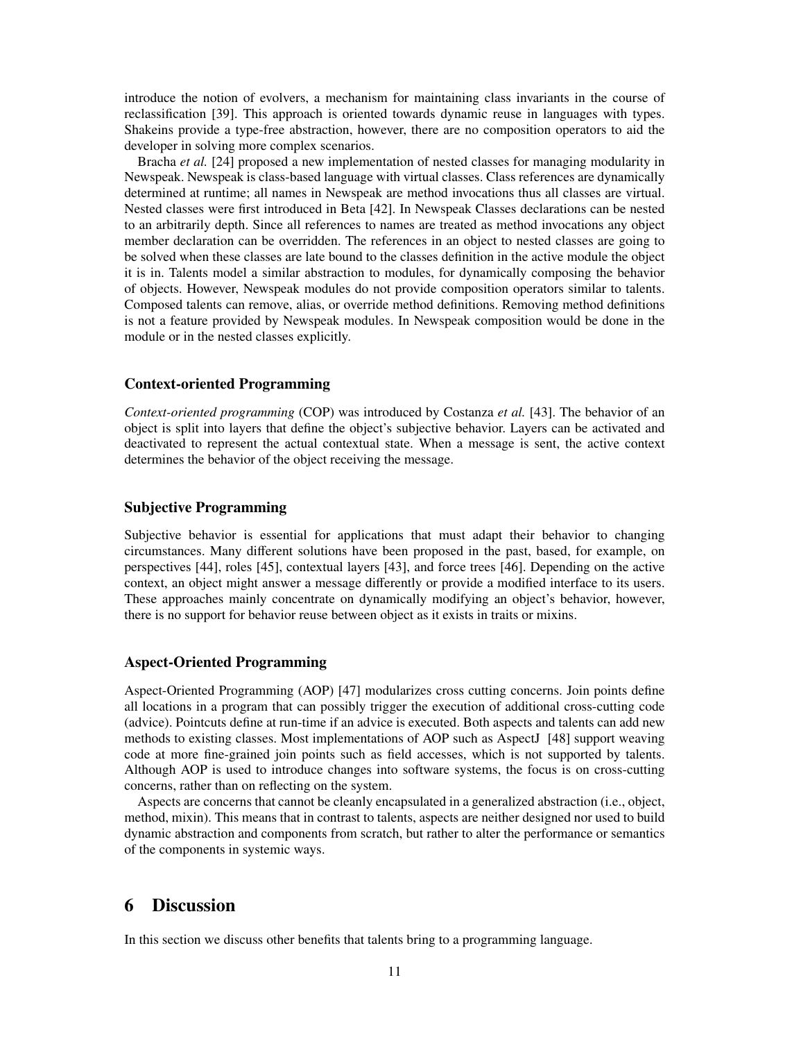introduce the notion of evolvers, a mechanism for maintaining class invariants in the course of reclassification [39]. This approach is oriented towards dynamic reuse in languages with types. Shakeins provide a type-free abstraction, however, there are no composition operators to aid the developer in solving more complex scenarios.

Bracha *et al.* [24] proposed a new implementation of nested classes for managing modularity in Newspeak. Newspeak is class-based language with virtual classes. Class references are dynamically determined at runtime; all names in Newspeak are method invocations thus all classes are virtual. Nested classes were first introduced in Beta [42]. In Newspeak Classes declarations can be nested to an arbitrarily depth. Since all references to names are treated as method invocations any object member declaration can be overridden. The references in an object to nested classes are going to be solved when these classes are late bound to the classes definition in the active module the object it is in. Talents model a similar abstraction to modules, for dynamically composing the behavior of objects. However, Newspeak modules do not provide composition operators similar to talents. Composed talents can remove, alias, or override method definitions. Removing method definitions is not a feature provided by Newspeak modules. In Newspeak composition would be done in the module or in the nested classes explicitly.

### Context-oriented Programming

*Context-oriented programming* (COP) was introduced by Costanza *et al.* [43]. The behavior of an object is split into layers that define the object's subjective behavior. Layers can be activated and deactivated to represent the actual contextual state. When a message is sent, the active context determines the behavior of the object receiving the message.

### Subjective Programming

Subjective behavior is essential for applications that must adapt their behavior to changing circumstances. Many different solutions have been proposed in the past, based, for example, on perspectives [44], roles [45], contextual layers [43], and force trees [46]. Depending on the active context, an object might answer a message differently or provide a modified interface to its users. These approaches mainly concentrate on dynamically modifying an object's behavior, however, there is no support for behavior reuse between object as it exists in traits or mixins.

### Aspect-Oriented Programming

Aspect-Oriented Programming (AOP) [47] modularizes cross cutting concerns. Join points define all locations in a program that can possibly trigger the execution of additional cross-cutting code (advice). Pointcuts define at run-time if an advice is executed. Both aspects and talents can add new methods to existing classes. Most implementations of AOP such as AspectJ [48] support weaving code at more fine-grained join points such as field accesses, which is not supported by talents. Although AOP is used to introduce changes into software systems, the focus is on cross-cutting concerns, rather than on reflecting on the system.

Aspects are concerns that cannot be cleanly encapsulated in a generalized abstraction (i.e., object, method, mixin). This means that in contrast to talents, aspects are neither designed nor used to build dynamic abstraction and components from scratch, but rather to alter the performance or semantics of the components in systemic ways.

## 6 Discussion

In this section we discuss other benefits that talents bring to a programming language.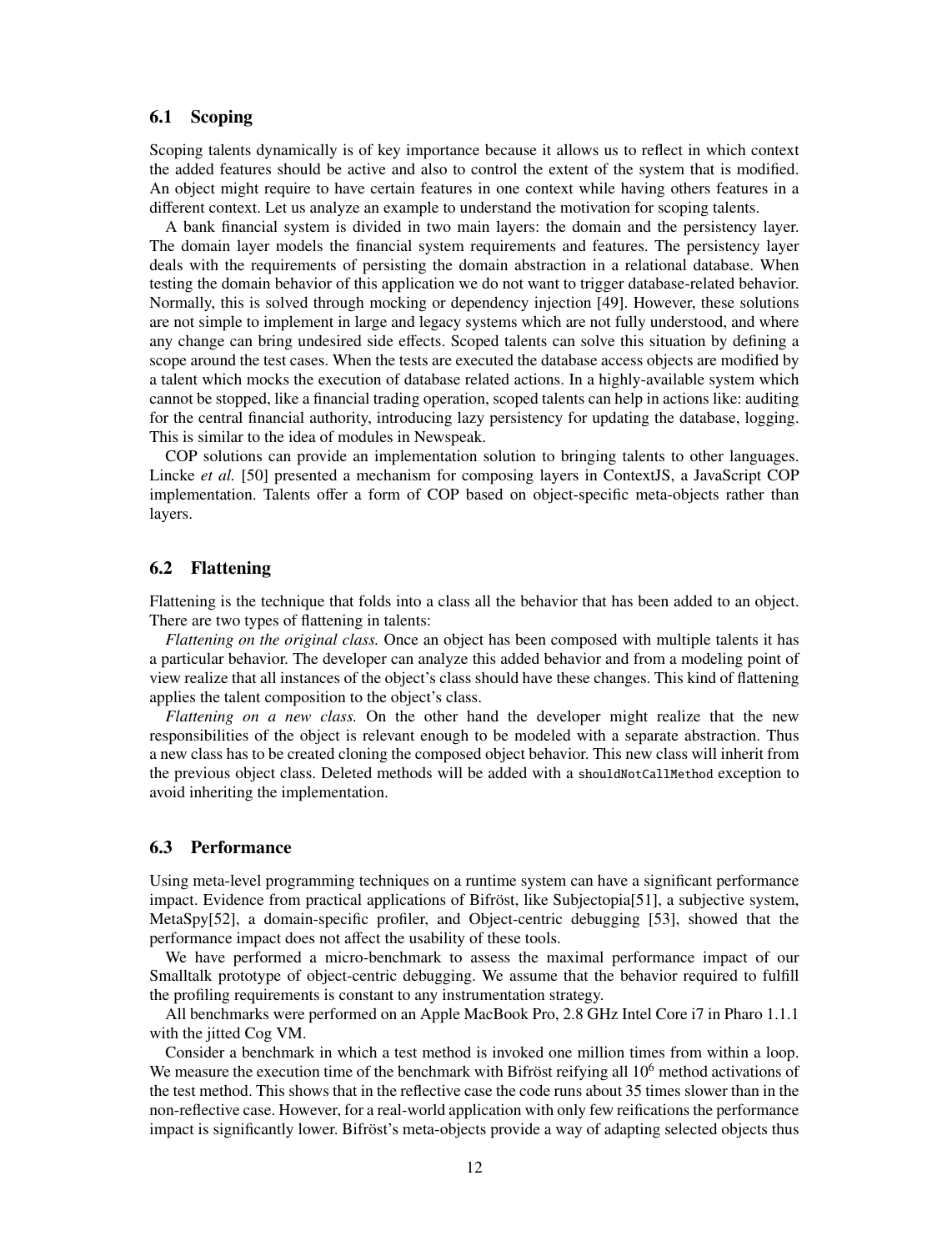### 6.1 Scoping

Scoping talents dynamically is of key importance because it allows us to reflect in which context the added features should be active and also to control the extent of the system that is modified. An object might require to have certain features in one context while having others features in a different context. Let us analyze an example to understand the motivation for scoping talents.

A bank financial system is divided in two main layers: the domain and the persistency layer. The domain layer models the financial system requirements and features. The persistency layer deals with the requirements of persisting the domain abstraction in a relational database. When testing the domain behavior of this application we do not want to trigger database-related behavior. Normally, this is solved through mocking or dependency injection [49]. However, these solutions are not simple to implement in large and legacy systems which are not fully understood, and where any change can bring undesired side effects. Scoped talents can solve this situation by defining a scope around the test cases. When the tests are executed the database access objects are modified by a talent which mocks the execution of database related actions. In a highly-available system which cannot be stopped, like a financial trading operation, scoped talents can help in actions like: auditing for the central financial authority, introducing lazy persistency for updating the database, logging. This is similar to the idea of modules in Newspeak.

COP solutions can provide an implementation solution to bringing talents to other languages. Lincke *et al.* [50] presented a mechanism for composing layers in ContextJS, a JavaScript COP implementation. Talents offer a form of COP based on object-specific meta-objects rather than layers.

### 6.2 Flattening

Flattening is the technique that folds into a class all the behavior that has been added to an object. There are two types of flattening in talents:

*Flattening on the original class.* Once an object has been composed with multiple talents it has a particular behavior. The developer can analyze this added behavior and from a modeling point of view realize that all instances of the object's class should have these changes. This kind of flattening applies the talent composition to the object's class.

*Flattening on a new class.* On the other hand the developer might realize that the new responsibilities of the object is relevant enough to be modeled with a separate abstraction. Thus a new class has to be created cloning the composed object behavior. This new class will inherit from the previous object class. Deleted methods will be added with a `shouldNotCallMethod` exception to avoid inheriting the implementation.

### 6.3 Performance

Using meta-level programming techniques on a runtime system can have a significant performance impact. Evidence from practical applications of Bifröst, like Subjectopia[51], a subjective system, MetaSpy[52], a domain-specific profiler, and Object-centric debugging [53], showed that the performance impact does not affect the usability of these tools.

We have performed a micro-benchmark to assess the maximal performance impact of our Smalltalk prototype of object-centric debugging. We assume that the behavior required to fulfill the profiling requirements is constant to any instrumentation strategy.

All benchmarks were performed on an Apple MacBook Pro, 2.8 GHz Intel Core i7 in Pharo 1.1.1 with the jitted Cog VM.

Consider a benchmark in which a test method is invoked one million times from within a loop. We measure the execution time of the benchmark with Bifröst reifying all $10^6$ method activations of the test method. This shows that in the reflective case the code runs about 35 times slower than in the non-reflective case. However, for a real-world application with only few reifications the performance impact is significantly lower. Bifröst's meta-objects provide a way of adapting selected objects thus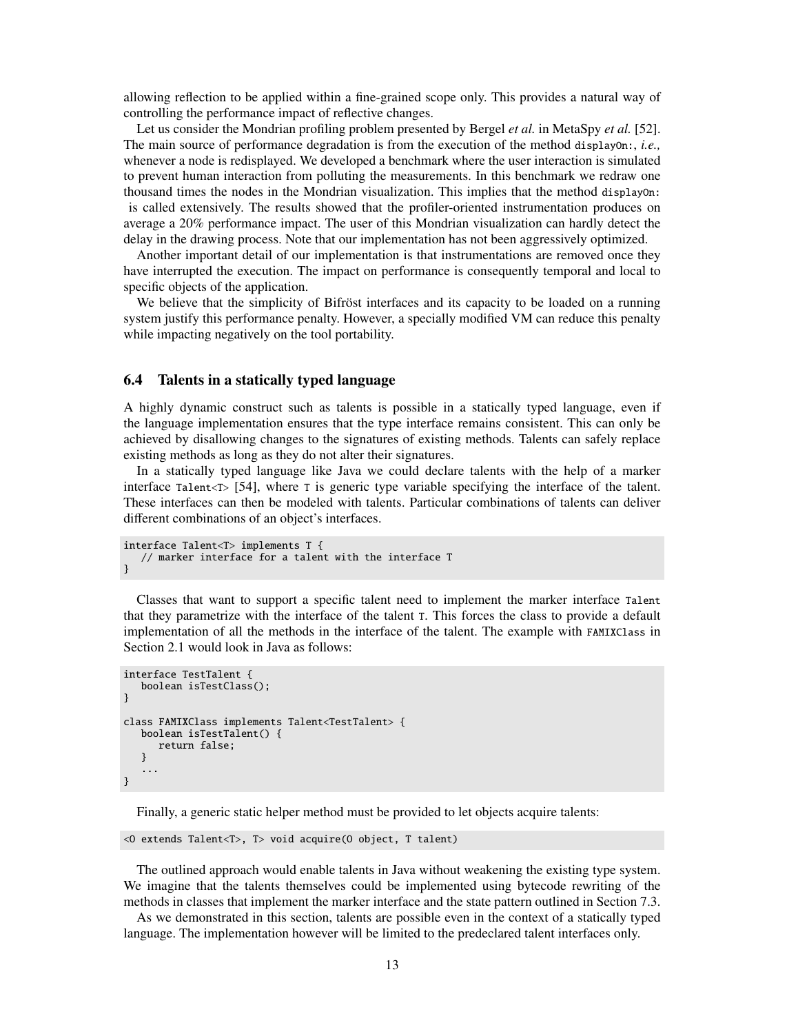allowing reflection to be applied within a fine-grained scope only. This provides a natural way of controlling the performance impact of reflective changes.

Let us consider the Mondrian profiling problem presented by Bergel *et al.* in MetaSpy *et al.* [52]. The main source of performance degradation is from the execution of the method `displayOn:`, *i.e.,* whenever a node is redisplayed. We developed a benchmark where the user interaction is simulated to prevent human interaction from polluting the measurements. In this benchmark we redraw one thousand times the nodes in the Mondrian visualization. This implies that the method `displayOn:` is called extensively. The results showed that the profiler-oriented instrumentation produces on average a 20% performance impact. The user of this Mondrian visualization can hardly detect the delay in the drawing process. Note that our implementation has not been aggressively optimized.

Another important detail of our implementation is that instrumentations are removed once they have interrupted the execution. The impact on performance is consequently temporal and local to specific objects of the application.

We believe that the simplicity of Bifröst interfaces and its capacity to be loaded on a running system justify this performance penalty. However, a specially modified VM can reduce this penalty while impacting negatively on the tool portability.

### 6.4 Talents in a statically typed language

A highly dynamic construct such as talents is possible in a statically typed language, even if the language implementation ensures that the type interface remains consistent. This can only be achieved by disallowing changes to the signatures of existing methods. Talents can safely replace existing methods as long as they do not alter their signatures.

In a statically typed language like Java we could declare talents with the help of a marker interface `Talent<T>` [54], where `T` is generic type variable specifying the interface of the talent. These interfaces can then be modeled with talents. Particular combinations of talents can deliver different combinations of an object's interfaces.

```
interface Talent<T> implements T {
   // marker interface for a talent with the interface T
}
```

Classes that want to support a specific talent need to implement the marker interface `Talent` that they parametrize with the interface of the talent `T`. This forces the class to provide a default implementation of all the methods in the interface of the talent. The example with `FAMIXClass` in Section 2.1 would look in Java as follows:

```
interface TestTalent {
   boolean isTestClass();
}

class FAMIXClass implements Talent<TestTalent> {
   boolean isTestTalent() {
      return false;
   }
   ...
}
```

Finally, a generic static helper method must be provided to let objects acquire talents:

```
<O extends Talent<T>, T> void acquire(O object, T talent)
```

The outlined approach would enable talents in Java without weakening the existing type system. We imagine that the talents themselves could be implemented using bytecode rewriting of the methods in classes that implement the marker interface and the state pattern outlined in Section 7.3.

As we demonstrated in this section, talents are possible even in the context of a statically typed language. The implementation however will be limited to the predeclared talent interfaces only.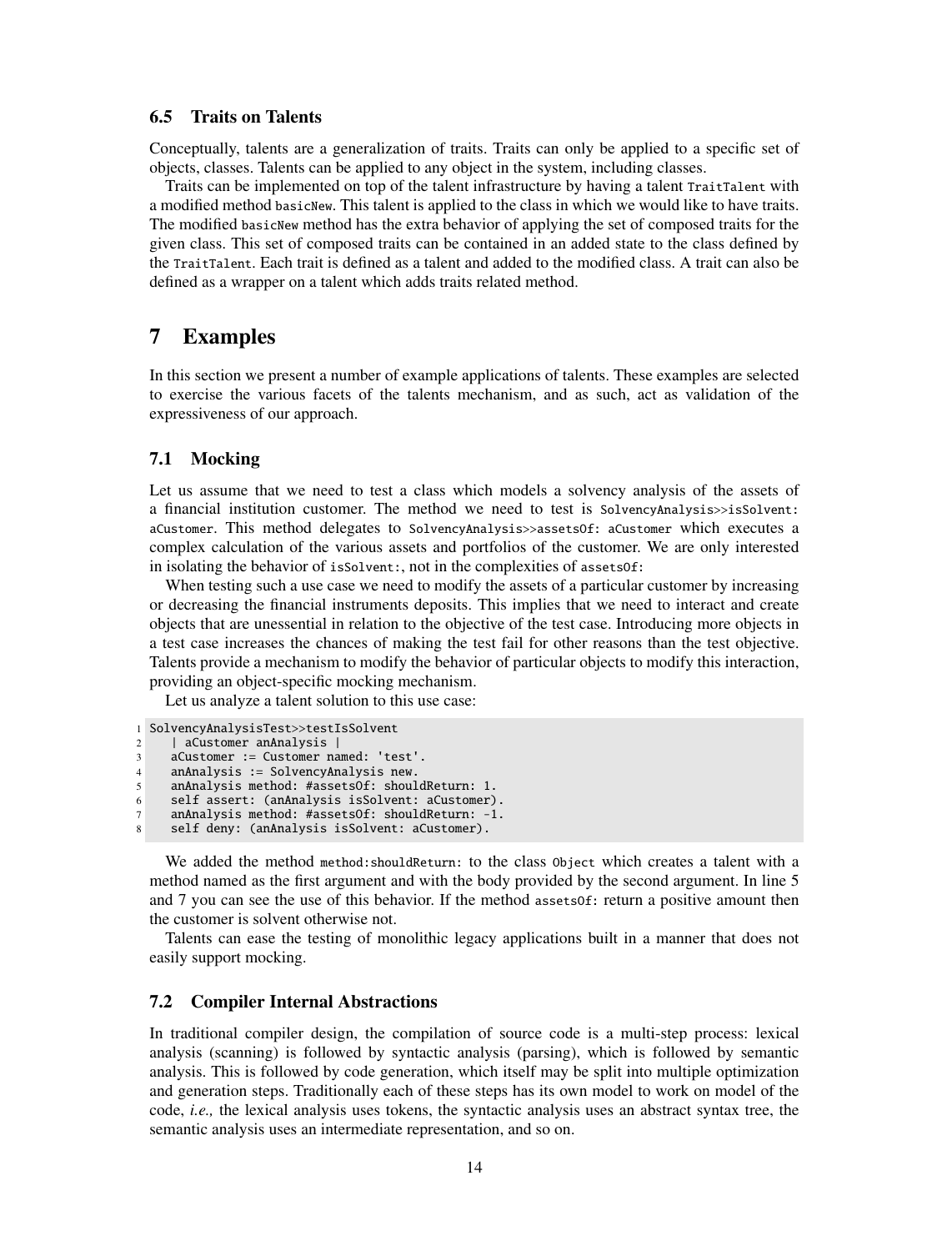### 6.5 Traits on Talents

Conceptually, talents are a generalization of traits. Traits can only be applied to a specific set of objects, classes. Talents can be applied to any object in the system, including classes.

Traits can be implemented on top of the talent infrastructure by having a talent `TraitTalent` with a modified method `basicNew`. This talent is applied to the class in which we would like to have traits. The modified `basicNew` method has the extra behavior of applying the set of composed traits for the given class. This set of composed traits can be contained in an added state to the class defined by the `TraitTalent`. Each trait is defined as a talent and added to the modified class. A trait can also be defined as a wrapper on a talent which adds traits related method.

## 7 Examples

In this section we present a number of example applications of talents. These examples are selected to exercise the various facets of the talents mechanism, and as such, act as validation of the expressiveness of our approach.

### 7.1 Mocking

Let us assume that we need to test a class which models a solvency analysis of the assets of a financial institution customer. The method we need to test is `SolvencyAnalysis>>isSolvent: aCustomer`. This method delegates to `SolvencyAnalysis>>assetsOf: aCustomer` which executes a complex calculation of the various assets and portfolios of the customer. We are only interested in isolating the behavior of `isSolvent:`, not in the complexities of `assetsOf:`

When testing such a use case we need to modify the assets of a particular customer by increasing or decreasing the financial instruments deposits. This implies that we need to interact and create objects that are unessential in relation to the objective of the test case. Introducing more objects in a test case increases the chances of making the test fail for other reasons than the test objective. Talents provide a mechanism to modify the behavior of particular objects to modify this interaction, providing an object-specific mocking mechanism.

Let us analyze a talent solution to this use case:

```
1 SolvencyAnalysisTest>>testIsSolvent
2    | aCustomer anAnalysis |
3    aCustomer := Customer named: 'test'.
4    anAnalysis := SolvencyAnalysis new.
5    anAnalysis method: #assetsOf: shouldReturn: 1.
6    self assert: (anAnalysis isSolvent: aCustomer).
7    anAnalysis method: #assetsOf: shouldReturn: -1.
8    self deny: (anAnalysis isSolvent: aCustomer).
```

We added the method `method:shouldReturn:` to the class `Object` which creates a talent with a method named as the first argument and with the body provided by the second argument. In line 5 and 7 you can see the use of this behavior. If the method `assetsOf:` return a positive amount then the customer is solvent otherwise not.

Talents can ease the testing of monolithic legacy applications built in a manner that does not easily support mocking.

### 7.2 Compiler Internal Abstractions

In traditional compiler design, the compilation of source code is a multi-step process: lexical analysis (scanning) is followed by syntactic analysis (parsing), which is followed by semantic analysis. This is followed by code generation, which itself may be split into multiple optimization and generation steps. Traditionally each of these steps has its own model to work on model of the code, *i.e.,* the lexical analysis uses tokens, the syntactic analysis uses an abstract syntax tree, the semantic analysis uses an intermediate representation, and so on.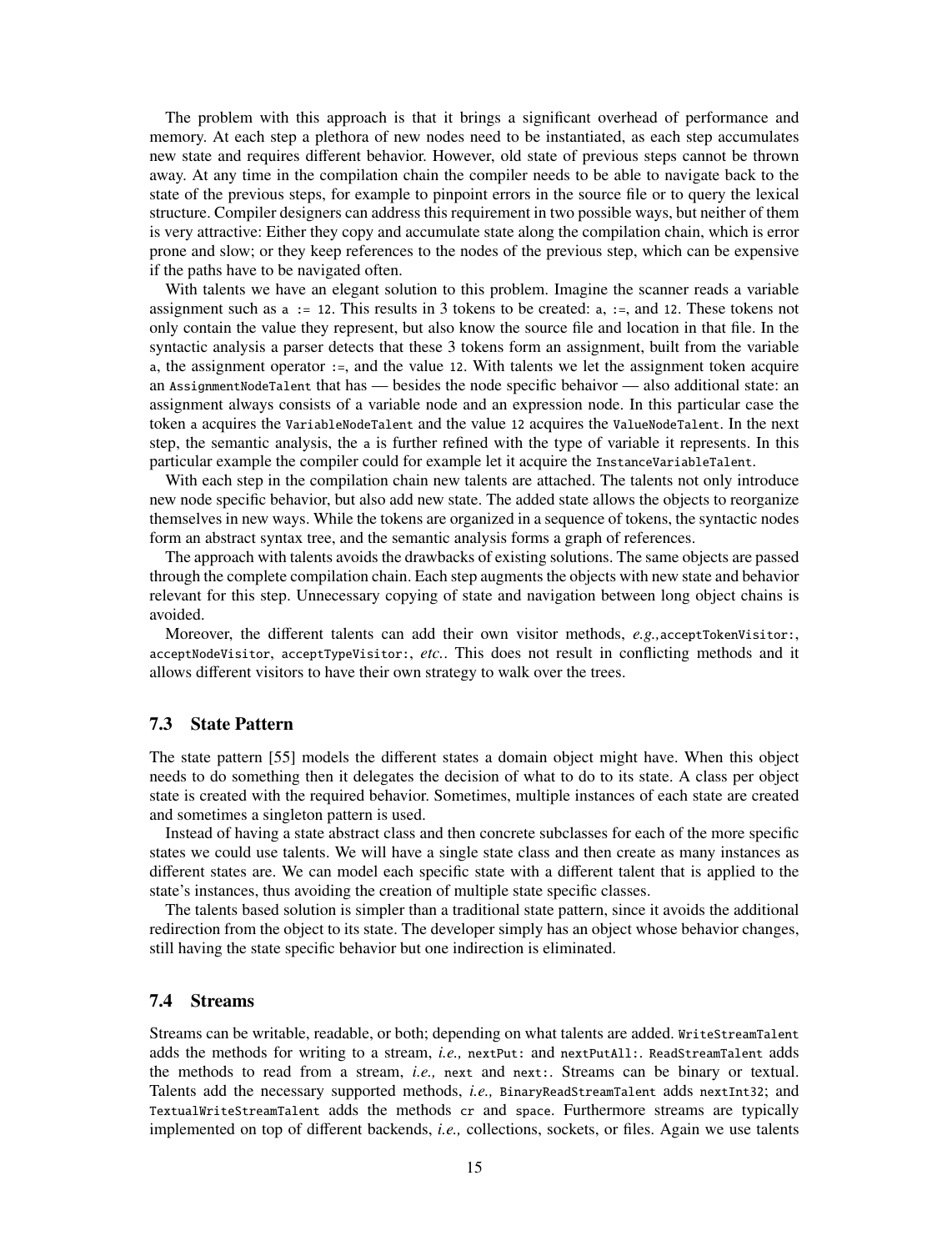The problem with this approach is that it brings a significant overhead of performance and memory. At each step a plethora of new nodes need to be instantiated, as each step accumulates new state and requires different behavior. However, old state of previous steps cannot be thrown away. At any time in the compilation chain the compiler needs to be able to navigate back to the state of the previous steps, for example to pinpoint errors in the source file or to query the lexical structure. Compiler designers can address this requirement in two possible ways, but neither of them is very attractive: Either they copy and accumulate state along the compilation chain, which is error prone and slow; or they keep references to the nodes of the previous step, which can be expensive if the paths have to be navigated often.

With talents we have an elegant solution to this problem. Imagine the scanner reads a variable assignment such as `a := 12`. This results in 3 tokens to be created: `a`, `:=`, and `12`. These tokens not only contain the value they represent, but also know the source file and location in that file. In the syntactic analysis a parser detects that these 3 tokens form an assignment, built from the variable `a`, the assignment operator `:=`, and the value `12`. With talents we let the assignment token acquire an `AssignmentNodeTalent` that has — besides the node specific behaivor — also additional state: an assignment always consists of a variable node and an expression node. In this particular case the token `a` acquires the `VariableNodeTalent` and the value `12` acquires the `ValueNodeTalent`. In the next step, the semantic analysis, the `a` is further refined with the type of variable it represents. In this particular example the compiler could for example let it acquire the `InstanceVariableTalent`.

With each step in the compilation chain new talents are attached. The talents not only introduce new node specific behavior, but also add new state. The added state allows the objects to reorganize themselves in new ways. While the tokens are organized in a sequence of tokens, the syntactic nodes form an abstract syntax tree, and the semantic analysis forms a graph of references.

The approach with talents avoids the drawbacks of existing solutions. The same objects are passed through the complete compilation chain. Each step augments the objects with new state and behavior relevant for this step. Unnecessary copying of state and navigation between long object chains is avoided.

Moreover, the different talents can add their own visitor methods, *e.g.,*`acceptTokenVisitor:`, `acceptNodeVisitor`, `acceptTypeVisitor:`, *etc.*. This does not result in conflicting methods and it allows different visitors to have their own strategy to walk over the trees.

### 7.3 State Pattern

The state pattern [55] models the different states a domain object might have. When this object needs to do something then it delegates the decision of what to do to its state. A class per object state is created with the required behavior. Sometimes, multiple instances of each state are created and sometimes a singleton pattern is used.

Instead of having a state abstract class and then concrete subclasses for each of the more specific states we could use talents. We will have a single state class and then create as many instances as different states are. We can model each specific state with a different talent that is applied to the state's instances, thus avoiding the creation of multiple state specific classes.

The talents based solution is simpler than a traditional state pattern, since it avoids the additional redirection from the object to its state. The developer simply has an object whose behavior changes, still having the state specific behavior but one indirection is eliminated.

### 7.4 Streams

Streams can be writable, readable, or both; depending on what talents are added. `WriteStreamTalent` adds the methods for writing to a stream, *i.e.,* `nextPut:` and `nextPutAll:`. `ReadStreamTalent` adds the methods to read from a stream, *i.e.,* `next` and `next:`. Streams can be binary or textual. Talents add the necessary supported methods, *i.e.,* `BinaryReadStreamTalent` adds `nextInt32`; and `TextualWriteStreamTalent` adds the methods `cr` and `space`. Furthermore streams are typically implemented on top of different backends, *i.e.,* collections, sockets, or files. Again we use talents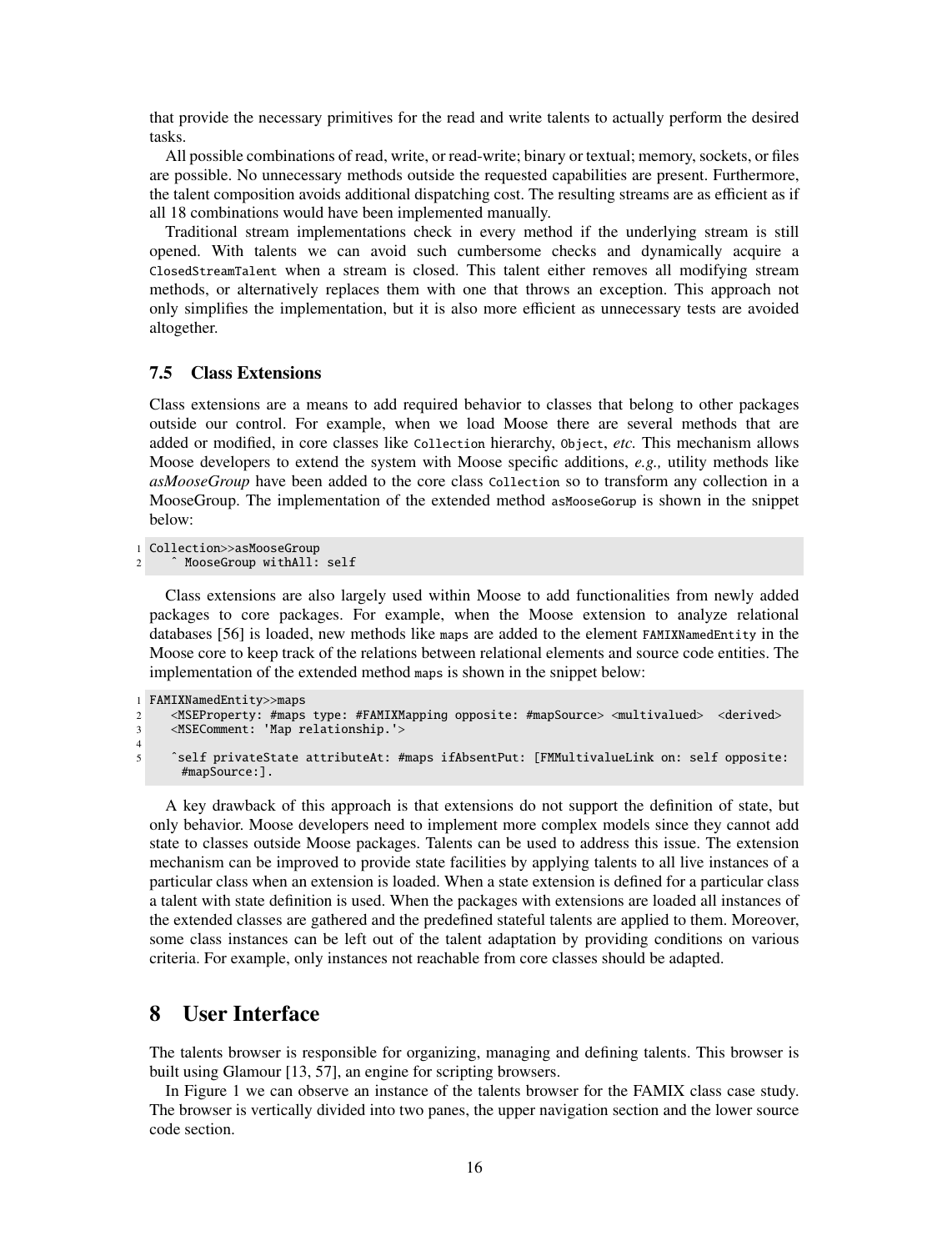that provide the necessary primitives for the read and write talents to actually perform the desired tasks.

All possible combinations of read, write, or read-write; binary or textual; memory, sockets, or files are possible. No unnecessary methods outside the requested capabilities are present. Furthermore, the talent composition avoids additional dispatching cost. The resulting streams are as efficient as if all 18 combinations would have been implemented manually.

Traditional stream implementations check in every method if the underlying stream is still opened. With talents we can avoid such cumbersome checks and dynamically acquire a `ClosedStreamTalent` when a stream is closed. This talent either removes all modifying stream methods, or alternatively replaces them with one that throws an exception. This approach not only simplifies the implementation, but it is also more efficient as unnecessary tests are avoided altogether.

### 7.5 Class Extensions

Class extensions are a means to add required behavior to classes that belong to other packages outside our control. For example, when we load Moose there are several methods that are added or modified, in core classes like `Collection` hierarchy, `Object`, *etc.* This mechanism allows Moose developers to extend the system with Moose specific additions, *e.g.,* utility methods like *asMooseGroup* have been added to the core class `Collection` so to transform any collection in a MooseGroup. The implementation of the extended method `asMooseGorup` is shown in the snippet below:

```
1 Collection>>asMooseGroup
2     ˆ MooseGroup withAll: self
```

Class extensions are also largely used within Moose to add functionalities from newly added packages to core packages. For example, when the Moose extension to analyze relational databases [56] is loaded, new methods like `maps` are added to the element `FAMIXNamedEntity` in the Moose core to keep track of the relations between relational elements and source code entities. The implementation of the extended method `maps` is shown in the snippet below:

```
1 FAMIXNamedEntity>>maps
2     <MSEProperty: #maps type: #FAMIXMapping opposite: #mapSource> <multivalued>  <derived>
3     <MSEComment: 'Map relationship.'>
4 
5     ˆself privateState attributeAt: #maps ifAbsentPut: [FMMultivalueLink on: self opposite:
      #mapSource:].
```

A key drawback of this approach is that extensions do not support the definition of state, but only behavior. Moose developers need to implement more complex models since they cannot add state to classes outside Moose packages. Talents can be used to address this issue. The extension mechanism can be improved to provide state facilities by applying talents to all live instances of a particular class when an extension is loaded. When a state extension is defined for a particular class a talent with state definition is used. When the packages with extensions are loaded all instances of the extended classes are gathered and the predefined stateful talents are applied to them. Moreover, some class instances can be left out of the talent adaptation by providing conditions on various criteria. For example, only instances not reachable from core classes should be adapted.

## 8 User Interface

The talents browser is responsible for organizing, managing and defining talents. This browser is built using Glamour [13, 57], an engine for scripting browsers.

In Figure 1 we can observe an instance of the talents browser for the FAMIX class case study. The browser is vertically divided into two panes, the upper navigation section and the lower source code section.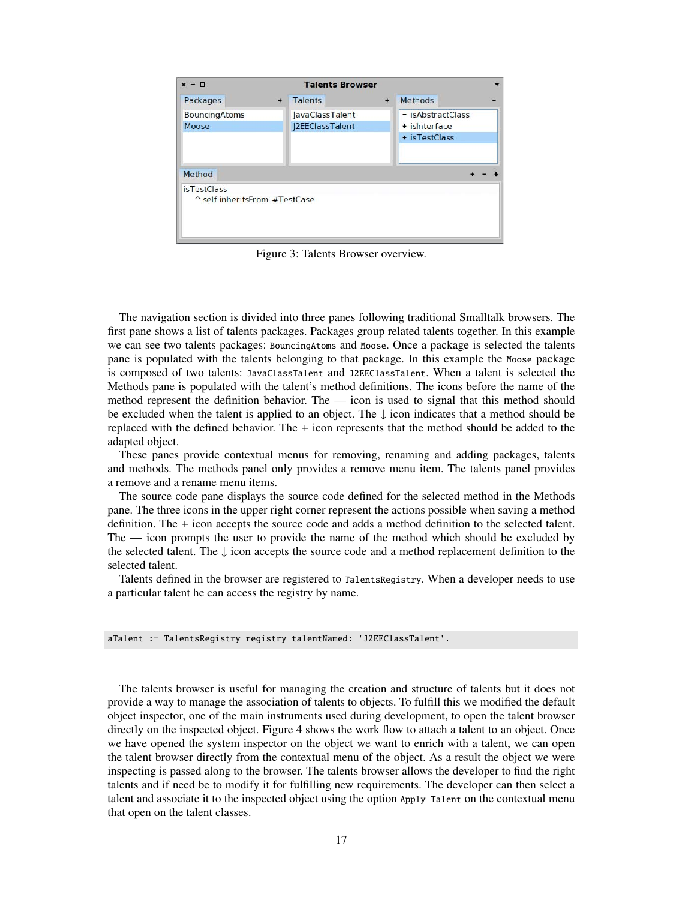Figure 3: Talents Browser overview.

The navigation section is divided into three panes following traditional Smalltalk browsers. The first pane shows a list of talents packages. Packages group related talents together. In this example we can see two talents packages: `BouncingAtoms` and `Moose`. Once a package is selected the talents pane is populated with the talents belonging to that package. In this example the `Moose` package is composed of two talents: `JavaClassTalent` and `J2EEClassTalent`. When a talent is selected the Methods pane is populated with the talent's method definitions. The icons before the name of the method represent the definition behavior. The — icon is used to signal that this method should be excluded when the talent is applied to an object. The ↓ icon indicates that a method should be replaced with the defined behavior. The + icon represents that the method should be added to the adapted object.

These panes provide contextual menus for removing, renaming and adding packages, talents and methods. The methods panel only provides a remove menu item. The talents panel provides a remove and a rename menu items.

The source code pane displays the source code defined for the selected method in the Methods pane. The three icons in the upper right corner represent the actions possible when saving a method definition. The + icon accepts the source code and adds a method definition to the selected talent. The — icon prompts the user to provide the name of the method which should be excluded by the selected talent. The ↓ icon accepts the source code and a method replacement definition to the selected talent.

Talents defined in the browser are registered to `TalentsRegistry`. When a developer needs to use a particular talent he can access the registry by name.

```
aTalent := TalentsRegistry registry talentNamed: 'J2EEClassTalent'.
```

The talents browser is useful for managing the creation and structure of talents but it does not provide a way to manage the association of talents to objects. To fulfill this we modified the default object inspector, one of the main instruments used during development, to open the talent browser directly on the inspected object. Figure 4 shows the work flow to attach a talent to an object. Once we have opened the system inspector on the object we want to enrich with a talent, we can open the talent browser directly from the contextual menu of the object. As a result the object we were inspecting is passed along to the browser. The talents browser allows the developer to find the right talents and if need be to modify it for fulfilling new requirements. The developer can then select a talent and associate it to the inspected object using the option `Apply Talent` on the contextual menu that open on the talent classes.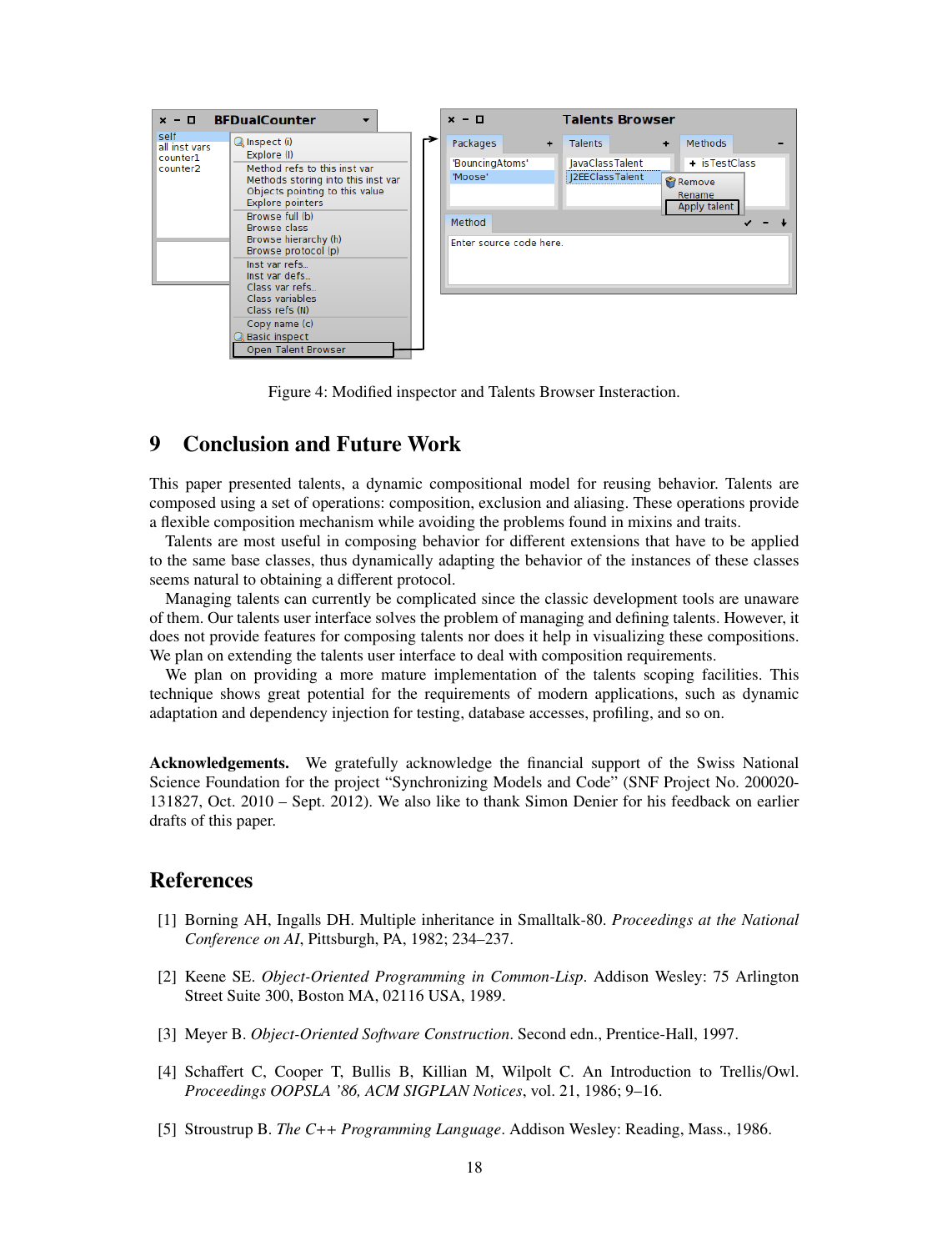Figure 4: Modified inspector and Talents Browser Insteraction.

## 9 Conclusion and Future Work

This paper presented talents, a dynamic compositional model for reusing behavior. Talents are composed using a set of operations: composition, exclusion and aliasing. These operations provide a flexible composition mechanism while avoiding the problems found in mixins and traits.

Talents are most useful in composing behavior for different extensions that have to be applied to the same base classes, thus dynamically adapting the behavior of the instances of these classes seems natural to obtaining a different protocol.

Managing talents can currently be complicated since the classic development tools are unaware of them. Our talents user interface solves the problem of managing and defining talents. However, it does not provide features for composing talents nor does it help in visualizing these compositions. We plan on extending the talents user interface to deal with composition requirements.

We plan on providing a more mature implementation of the talents scoping facilities. This technique shows great potential for the requirements of modern applications, such as dynamic adaptation and dependency injection for testing, database accesses, profiling, and so on.

**Acknowledgements.** We gratefully acknowledge the financial support of the Swiss National Science Foundation for the project "Synchronizing Models and Code" (SNF Project No. 200020-131827, Oct. 2010 – Sept. 2012). We also like to thank Simon Denier for his feedback on earlier drafts of this paper.

## References

[1] Borning AH, Ingalls DH. Multiple inheritance in Smalltalk-80. *Proceedings at the National Conference on AI*, Pittsburgh, PA, 1982; 234–237.

[2] Keene SE. *Object-Oriented Programming in Common-Lisp*. Addison Wesley: 75 Arlington Street Suite 300, Boston MA, 02116 USA, 1989.

[3] Meyer B. *Object-Oriented Software Construction*. Second edn., Prentice-Hall, 1997.

[4] Schaffert C, Cooper T, Bullis B, Killian M, Wilpolt C. An Introduction to Trellis/Owl. *Proceedings OOPSLA '86, ACM SIGPLAN Notices*, vol. 21, 1986; 9–16.

[5] Stroustrup B. *The C++ Programming Language*. Addison Wesley: Reading, Mass., 1986.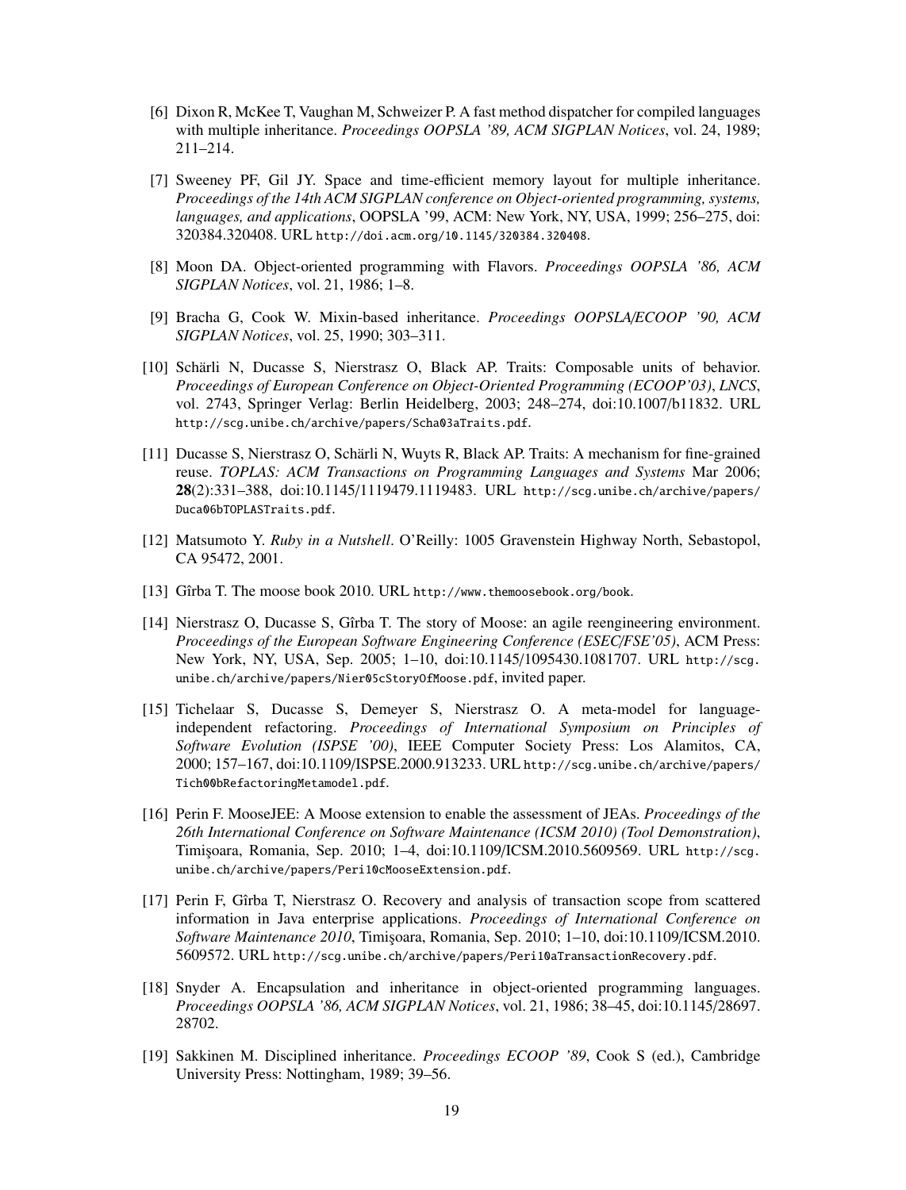[6] Dixon R, McKee T, Vaughan M, Schweizer P. A fast method dispatcher for compiled languages with multiple inheritance. *Proceedings OOPSLA '89, ACM SIGPLAN Notices*, vol. 24, 1989; 211–214.

[7] Sweeney PF, Gil JY. Space and time-efficient memory layout for multiple inheritance. *Proceedings of the 14th ACM SIGPLAN conference on Object-oriented programming, systems, languages, and applications*, OOPSLA '99, ACM: New York, NY, USA, 1999; 256–275, doi: 320384.320408. URL http://doi.acm.org/10.1145/320384.320408.

[8] Moon DA. Object-oriented programming with Flavors. *Proceedings OOPSLA '86, ACM SIGPLAN Notices*, vol. 21, 1986; 1–8.

[9] Bracha G, Cook W. Mixin-based inheritance. *Proceedings OOPSLA/ECOOP '90, ACM SIGPLAN Notices*, vol. 25, 1990; 303–311.

[10] Schärli N, Ducasse S, Nierstrasz O, Black AP. Traits: Composable units of behavior. *Proceedings of European Conference on Object-Oriented Programming (ECOOP'03)*, *LNCS*, vol. 2743, Springer Verlag: Berlin Heidelberg, 2003; 248–274, doi:10.1007/b11832. URL http://scg.unibe.ch/archive/papers/Scha03aTraits.pdf.

[11] Ducasse S, Nierstrasz O, Schärli N, Wuyts R, Black AP. Traits: A mechanism for fine-grained reuse. *TOPLAS: ACM Transactions on Programming Languages and Systems* Mar 2006; **28**(2):331–388, doi:10.1145/1119479.1119483. URL http://scg.unibe.ch/archive/papers/Duca06bTOPLASTraits.pdf.

[12] Matsumoto Y. *Ruby in a Nutshell*. O'Reilly: 1005 Gravenstein Highway North, Sebastopol, CA 95472, 2001.

[13] Gîrba T. The moose book 2010. URL http://www.themoosebook.org/book.

[14] Nierstrasz O, Ducasse S, Gîrba T. The story of Moose: an agile reengineering environment. *Proceedings of the European Software Engineering Conference (ESEC/FSE'05)*, ACM Press: New York, NY, USA, Sep. 2005; 1–10, doi:10.1145/1095430.1081707. URL http://scg.unibe.ch/archive/papers/Nier05cStoryOfMoose.pdf, invited paper.

[15] Tichelaar S, Ducasse S, Demeyer S, Nierstrasz O. A meta-model for language-independent refactoring. *Proceedings of International Symposium on Principles of Software Evolution (ISPSE '00)*, IEEE Computer Society Press: Los Alamitos, CA, 2000; 157–167, doi:10.1109/ISPSE.2000.913233. URL http://scg.unibe.ch/archive/papers/Tich00bRefactoringMetamodel.pdf.

[16] Perin F. MooseJEE: A Moose extension to enable the assessment of JEAs. *Proceedings of the 26th International Conference on Software Maintenance (ICSM 2010) (Tool Demonstration)*, Timişoara, Romania, Sep. 2010; 1–4, doi:10.1109/ICSM.2010.5609569. URL http://scg.unibe.ch/archive/papers/Peri10cMooseExtension.pdf.

[17] Perin F, Gîrba T, Nierstrasz O. Recovery and analysis of transaction scope from scattered information in Java enterprise applications. *Proceedings of International Conference on Software Maintenance 2010*, Timişoara, Romania, Sep. 2010; 1–10, doi:10.1109/ICSM.2010.5609572. URL http://scg.unibe.ch/archive/papers/Peri10aTransactionRecovery.pdf.

[18] Snyder A. Encapsulation and inheritance in object-oriented programming languages. *Proceedings OOPSLA '86, ACM SIGPLAN Notices*, vol. 21, 1986; 38–45, doi:10.1145/28697.28702.

[19] Sakkinen M. Disciplined inheritance. *Proceedings ECOOP '89*, Cook S (ed.), Cambridge University Press: Nottingham, 1989; 39–56.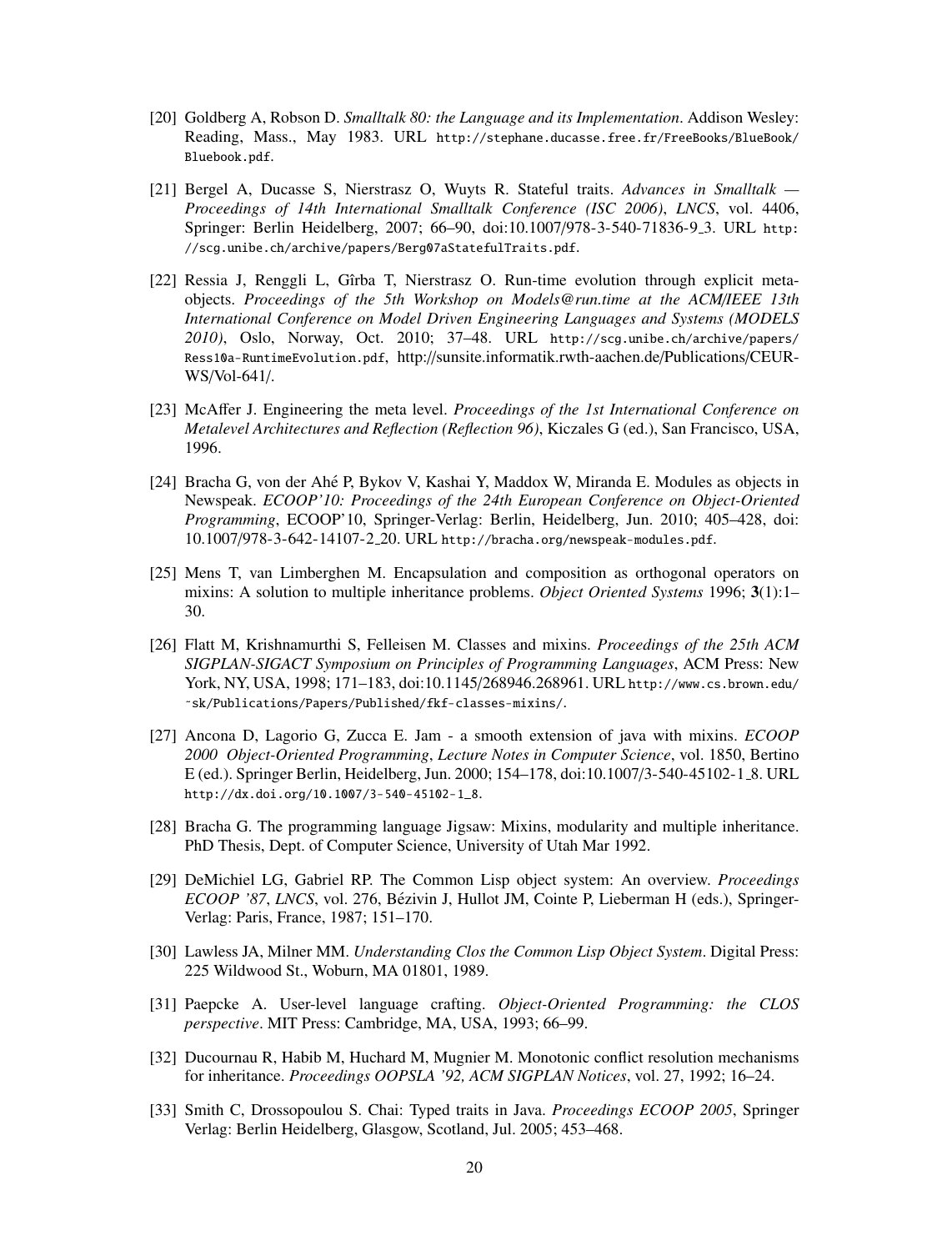[20] Goldberg A, Robson D. *Smalltalk 80: the Language and its Implementation*. Addison Wesley: Reading, Mass., May 1983. URL http://stephane.ducasse.free.fr/FreeBooks/BlueBook/Bluebook.pdf.

[21] Bergel A, Ducasse S, Nierstrasz O, Wuyts R. Stateful traits. *Advances in Smalltalk — Proceedings of 14th International Smalltalk Conference (ISC 2006)*, *LNCS*, vol. 4406, Springer: Berlin Heidelberg, 2007; 66–90, doi:10.1007/978-3-540-71836-9_3. URL http://scg.unibe.ch/archive/papers/Berg07aStatefulTraits.pdf.

[22] Ressia J, Renggli L, Gîrba T, Nierstrasz O. Run-time evolution through explicit meta-objects. *Proceedings of the 5th Workshop on Models@run.time at the ACM/IEEE 13th International Conference on Model Driven Engineering Languages and Systems (MODELS 2010)*, Oslo, Norway, Oct. 2010; 37–48. URL http://scg.unibe.ch/archive/papers/Ress10a-RuntimeEvolution.pdf, http://sunsite.informatik.rwth-aachen.de/Publications/CEUR-WS/Vol-641/.

[23] McAffer J. Engineering the meta level. *Proceedings of the 1st International Conference on Metalevel Architectures and Reflection (Reflection 96)*, Kiczales G (ed.), San Francisco, USA, 1996.

[24] Bracha G, von der Ahé P, Bykov V, Kashai Y, Maddox W, Miranda E. Modules as objects in Newspeak. *ECOOP'10: Proceedings of the 24th European Conference on Object-Oriented Programming*, ECOOP'10, Springer-Verlag: Berlin, Heidelberg, Jun. 2010; 405–428, doi: 10.1007/978-3-642-14107-2_20. URL http://bracha.org/newspeak-modules.pdf.

[25] Mens T, van Limberghen M. Encapsulation and composition as orthogonal operators on mixins: A solution to multiple inheritance problems. *Object Oriented Systems* 1996; **3**(1):1–30.

[26] Flatt M, Krishnamurthi S, Felleisen M. Classes and mixins. *Proceedings of the 25th ACM SIGPLAN-SIGACT Symposium on Principles of Programming Languages*, ACM Press: New York, NY, USA, 1998; 171–183, doi:10.1145/268946.268961. URL http://www.cs.brown.edu/~sk/Publications/Papers/Published/fkf-classes-mixins/.

[27] Ancona D, Lagorio G, Zucca E. Jam - a smooth extension of java with mixins. *ECOOP 2000 Object-Oriented Programming*, *Lecture Notes in Computer Science*, vol. 1850, Bertino E (ed.). Springer Berlin, Heidelberg, Jun. 2000; 154–178, doi:10.1007/3-540-45102-1_8. URL http://dx.doi.org/10.1007/3-540-45102-1_8.

[28] Bracha G. The programming language Jigsaw: Mixins, modularity and multiple inheritance. PhD Thesis, Dept. of Computer Science, University of Utah Mar 1992.

[29] DeMichiel LG, Gabriel RP. The Common Lisp object system: An overview. *Proceedings ECOOP '87*, *LNCS*, vol. 276, Bézivin J, Hullot JM, Cointe P, Lieberman H (eds.), Springer-Verlag: Paris, France, 1987; 151–170.

[30] Lawless JA, Milner MM. *Understanding Clos the Common Lisp Object System*. Digital Press: 225 Wildwood St., Woburn, MA 01801, 1989.

[31] Paepcke A. User-level language crafting. *Object-Oriented Programming: the CLOS perspective*. MIT Press: Cambridge, MA, USA, 1993; 66–99.

[32] Ducournau R, Habib M, Huchard M, Mugnier M. Monotonic conflict resolution mechanisms for inheritance. *Proceedings OOPSLA '92, ACM SIGPLAN Notices*, vol. 27, 1992; 16–24.

[33] Smith C, Drossopoulou S. Chai: Typed traits in Java. *Proceedings ECOOP 2005*, Springer Verlag: Berlin Heidelberg, Glasgow, Scotland, Jul. 2005; 453–468.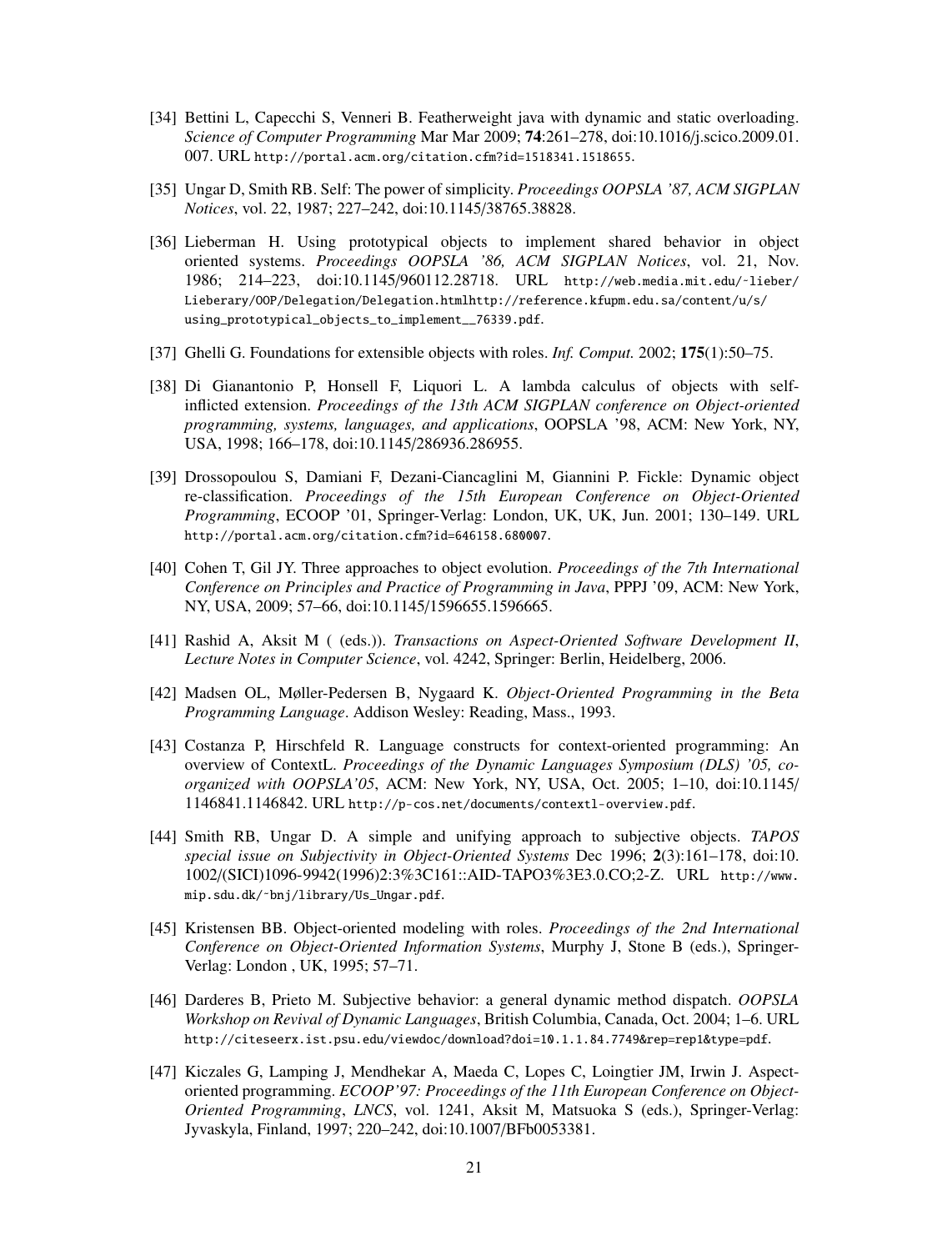[34] Bettini L, Capecchi S, Venneri B. Featherweight java with dynamic and static overloading. *Science of Computer Programming* Mar Mar 2009; **74**:261–278, doi:10.1016/j.scico.2009.01.007. URL http://portal.acm.org/citation.cfm?id=1518341.1518655.

[35] Ungar D, Smith RB. Self: The power of simplicity. *Proceedings OOPSLA '87, ACM SIGPLAN Notices*, vol. 22, 1987; 227–242, doi:10.1145/38765.38828.

[36] Lieberman H. Using prototypical objects to implement shared behavior in object oriented systems. *Proceedings OOPSLA '86, ACM SIGPLAN Notices*, vol. 21, Nov. 1986; 214–223, doi:10.1145/960112.28718. URL http://web.media.mit.edu/~lieber/Lieberary/OOP/Delegation/Delegation.htmlhttp://reference.kfupm.edu.sa/content/u/s/using_prototypical_objects_to_implement__76339.pdf.

[37] Ghelli G. Foundations for extensible objects with roles. *Inf. Comput.* 2002; **175**(1):50–75.

[38] Di Gianantonio P, Honsell F, Liquori L. A lambda calculus of objects with self-inflicted extension. *Proceedings of the 13th ACM SIGPLAN conference on Object-oriented programming, systems, languages, and applications*, OOPSLA '98, ACM: New York, NY, USA, 1998; 166–178, doi:10.1145/286936.286955.

[39] Drossopoulou S, Damiani F, Dezani-Ciancaglini M, Giannini P. Fickle: Dynamic object re-classification. *Proceedings of the 15th European Conference on Object-Oriented Programming*, ECOOP '01, Springer-Verlag: London, UK, UK, Jun. 2001; 130–149. URL http://portal.acm.org/citation.cfm?id=646158.680007.

[40] Cohen T, Gil JY. Three approaches to object evolution. *Proceedings of the 7th International Conference on Principles and Practice of Programming in Java*, PPPJ '09, ACM: New York, NY, USA, 2009; 57–66, doi:10.1145/1596655.1596665.

[41] Rashid A, Aksit M ( (eds.)). *Transactions on Aspect-Oriented Software Development II*, *Lecture Notes in Computer Science*, vol. 4242, Springer: Berlin, Heidelberg, 2006.

[42] Madsen OL, Møller-Pedersen B, Nygaard K. *Object-Oriented Programming in the Beta Programming Language*. Addison Wesley: Reading, Mass., 1993.

[43] Costanza P, Hirschfeld R. Language constructs for context-oriented programming: An overview of ContextL. *Proceedings of the Dynamic Languages Symposium (DLS) '05, co-organized with OOPSLA'05*, ACM: New York, NY, USA, Oct. 2005; 1–10, doi:10.1145/1146841.1146842. URL http://p-cos.net/documents/contextl-overview.pdf.

[44] Smith RB, Ungar D. A simple and unifying approach to subjective objects. *TAPOS special issue on Subjectivity in Object-Oriented Systems* Dec 1996; **2**(3):161–178, doi:10.1002/(SICI)1096-9942(1996)2:3%3C161::AID-TAPO3%3E3.0.CO;2-Z. URL http://www.mip.sdu.dk/~bnj/library/Us_Ungar.pdf.

[45] Kristensen BB. Object-oriented modeling with roles. *Proceedings of the 2nd International Conference on Object-Oriented Information Systems*, Murphy J, Stone B (eds.), Springer-Verlag: London , UK, 1995; 57–71.

[46] Darderes B, Prieto M. Subjective behavior: a general dynamic method dispatch. *OOPSLA Workshop on Revival of Dynamic Languages*, British Columbia, Canada, Oct. 2004; 1–6. URL http://citeseerx.ist.psu.edu/viewdoc/download?doi=10.1.1.84.7749&rep=rep1&type=pdf.

[47] Kiczales G, Lamping J, Mendhekar A, Maeda C, Lopes C, Loingtier JM, Irwin J. Aspect-oriented programming. *ECOOP'97: Proceedings of the 11th European Conference on Object-Oriented Programming*, *LNCS*, vol. 1241, Aksit M, Matsuoka S (eds.), Springer-Verlag: Jyvaskyla, Finland, 1997; 220–242, doi:10.1007/BFb0053381.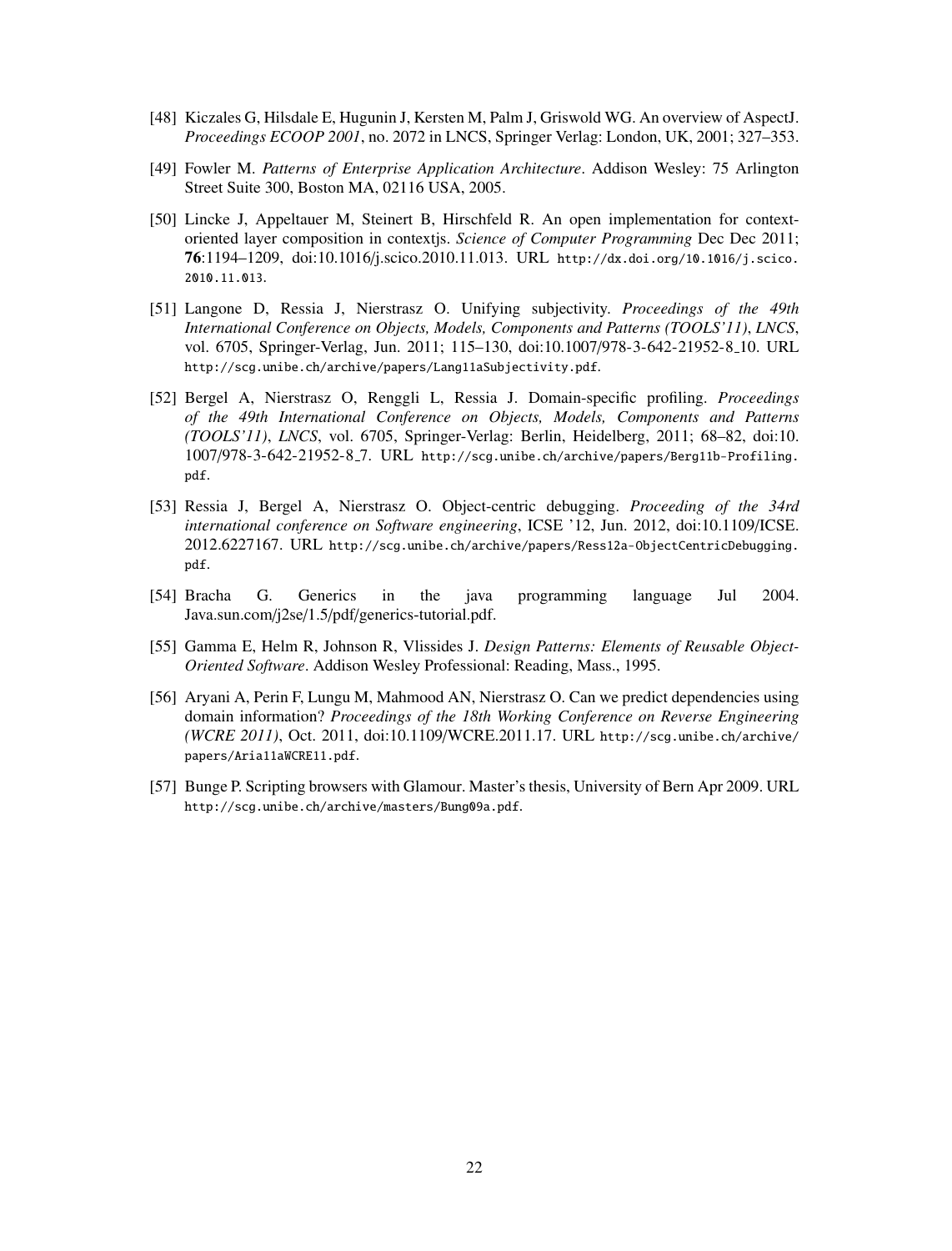[48] Kiczales G, Hilsdale E, Hugunin J, Kersten M, Palm J, Griswold WG. An overview of AspectJ. *Proceedings ECOOP 2001*, no. 2072 in LNCS, Springer Verlag: London, UK, 2001; 327–353.

[49] Fowler M. *Patterns of Enterprise Application Architecture*. Addison Wesley: 75 Arlington Street Suite 300, Boston MA, 02116 USA, 2005.

[50] Lincke J, Appeltauer M, Steinert B, Hirschfeld R. An open implementation for context-oriented layer composition in contextjs. *Science of Computer Programming* Dec Dec 2011; **76**:1194–1209, doi:10.1016/j.scico.2010.11.013. URL http://dx.doi.org/10.1016/j.scico.2010.11.013.

[51] Langone D, Ressia J, Nierstrasz O. Unifying subjectivity. *Proceedings of the 49th International Conference on Objects, Models, Components and Patterns (TOOLS'11)*, *LNCS*, vol. 6705, Springer-Verlag, Jun. 2011; 115–130, doi:10.1007/978-3-642-21952-8_10. URL http://scg.unibe.ch/archive/papers/Lang11aSubjectivity.pdf.

[52] Bergel A, Nierstrasz O, Renggli L, Ressia J. Domain-specific profiling. *Proceedings of the 49th International Conference on Objects, Models, Components and Patterns (TOOLS'11)*, *LNCS*, vol. 6705, Springer-Verlag: Berlin, Heidelberg, 2011; 68–82, doi:10.1007/978-3-642-21952-8_7. URL http://scg.unibe.ch/archive/papers/Berg11b-Profiling.pdf.

[53] Ressia J, Bergel A, Nierstrasz O. Object-centric debugging. *Proceeding of the 34rd international conference on Software engineering*, ICSE '12, Jun. 2012, doi:10.1109/ICSE.2012.6227167. URL http://scg.unibe.ch/archive/papers/Ress12a-ObjectCentricDebugging.pdf.

[54] Bracha G. Generics in the java programming language Jul 2004. Java.sun.com/j2se/1.5/pdf/generics-tutorial.pdf.

[55] Gamma E, Helm R, Johnson R, Vlissides J. *Design Patterns: Elements of Reusable Object-Oriented Software*. Addison Wesley Professional: Reading, Mass., 1995.

[56] Aryani A, Perin F, Lungu M, Mahmood AN, Nierstrasz O. Can we predict dependencies using domain information? *Proceedings of the 18th Working Conference on Reverse Engineering (WCRE 2011)*, Oct. 2011, doi:10.1109/WCRE.2011.17. URL http://scg.unibe.ch/archive/papers/Aria11aWCRE11.pdf.

[57] Bunge P. Scripting browsers with Glamour. Master's thesis, University of Bern Apr 2009. URL http://scg.unibe.ch/archive/masters/Bung09a.pdf.